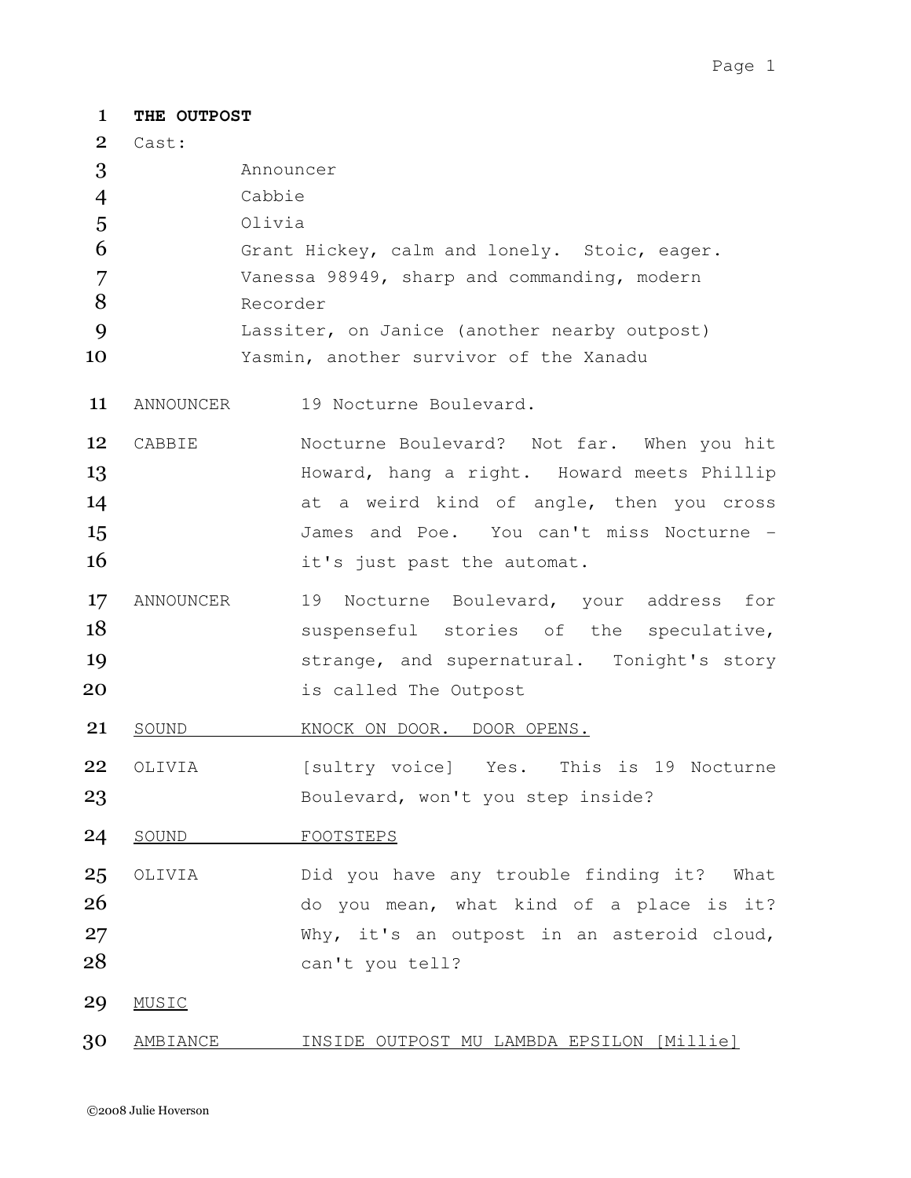**THE OUTPOST**

Cast:

- Announcer
- Cabbie
- Olivia
- Grant Hickey, calm and lonely. Stoic, eager.
- Vanessa 98949, sharp and commanding, modern
- Recorder
- Lassiter, on Janice (another nearby outpost)
- Yasmin, another survivor of the Xanadu

ANNOUNCER 19 Nocturne Boulevard.

CABBIE Nocturne Boulevard? Not far. When you hit Howard, hang a right. Howard meets Phillip at a weird kind of angle, then you cross James and Poe. You can't miss Nocturne – it's just past the automat.

ANNOUNCER 19 Nocturne Boulevard, your address for suspenseful stories of the speculative, strange, and supernatural. Tonight's story is called The Outpost

SOUND KNOCK ON DOOR. DOOR OPENS.

OLIVIA [sultry voice] Yes. This is 19 Nocturne Boulevard, won't you step inside?

SOUND FOOTSTEPS

OLIVIA Did you have any trouble finding it? What do you mean, what kind of a place is it? Why, it's an outpost in an asteroid cloud, can't you tell?

MUSIC

AMBIANCE INSIDE OUTPOST MU LAMBDA EPSILON [Millie]

©2008 Julie Hoverson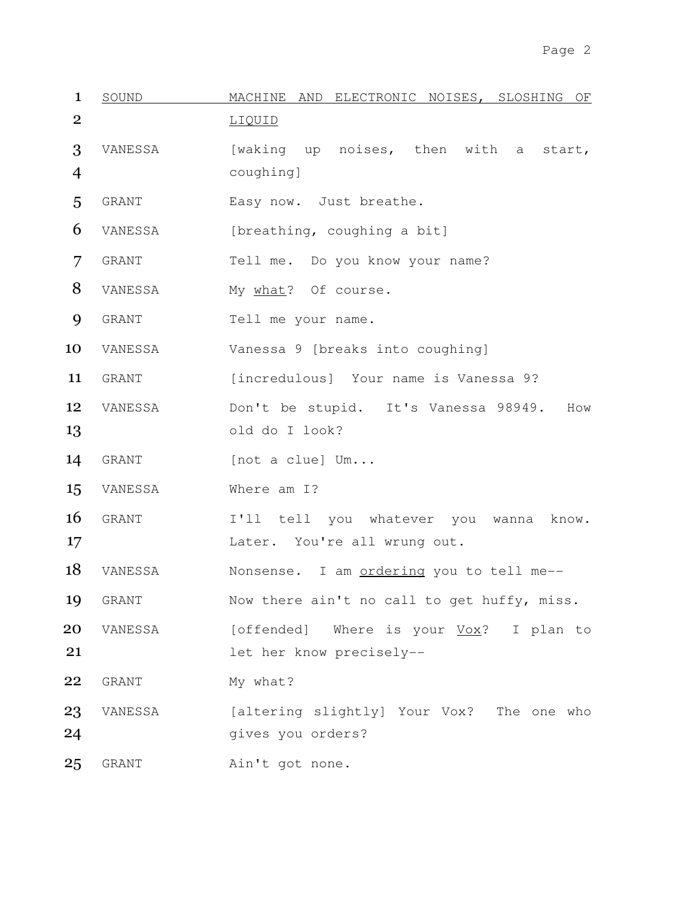| | | |
|---|---|---|
| 1 | SOUND | MACHINE AND ELECTRONIC NOISES, SLOSHING OF |
| 2 | | LIQUID |
| 3 | VANESSA | [waking up noises, then with a start, |
| 4 | | coughing] |
| 5 | GRANT | Easy now. Just breathe. |
| 6 | VANESSA | [breathing, coughing a bit] |
| 7 | GRANT | Tell me. Do you know your name? |
| 8 | VANESSA | My what? Of course. |
| 9 | GRANT | Tell me your name. |
| 10 | VANESSA | Vanessa 9 [breaks into coughing] |
| 11 | GRANT | [incredulous] Your name is Vanessa 9? |
| 12 | VANESSA | Don't be stupid. It's Vanessa 98949. How |
| 13 | | old do I look? |
| 14 | GRANT | [not a clue] Um... |
| 15 | VANESSA | Where am I? |
| 16 | GRANT | I'll tell you whatever you wanna know. |
| 17 | | Later. You're all wrung out. |
| 18 | VANESSA | Nonsense. I am ordering you to tell me-- |
| 19 | GRANT | Now there ain't no call to get huffy, miss. |
| 20 | VANESSA | [offended] Where is your Vox? I plan to |
| 21 | | let her know precisely-- |
| 22 | GRANT | My what? |
| 23 | VANESSA | [altering slightly] Your Vox? The one who |
| 24 | | gives you orders? |
| 25 | GRANT | Ain't got none. |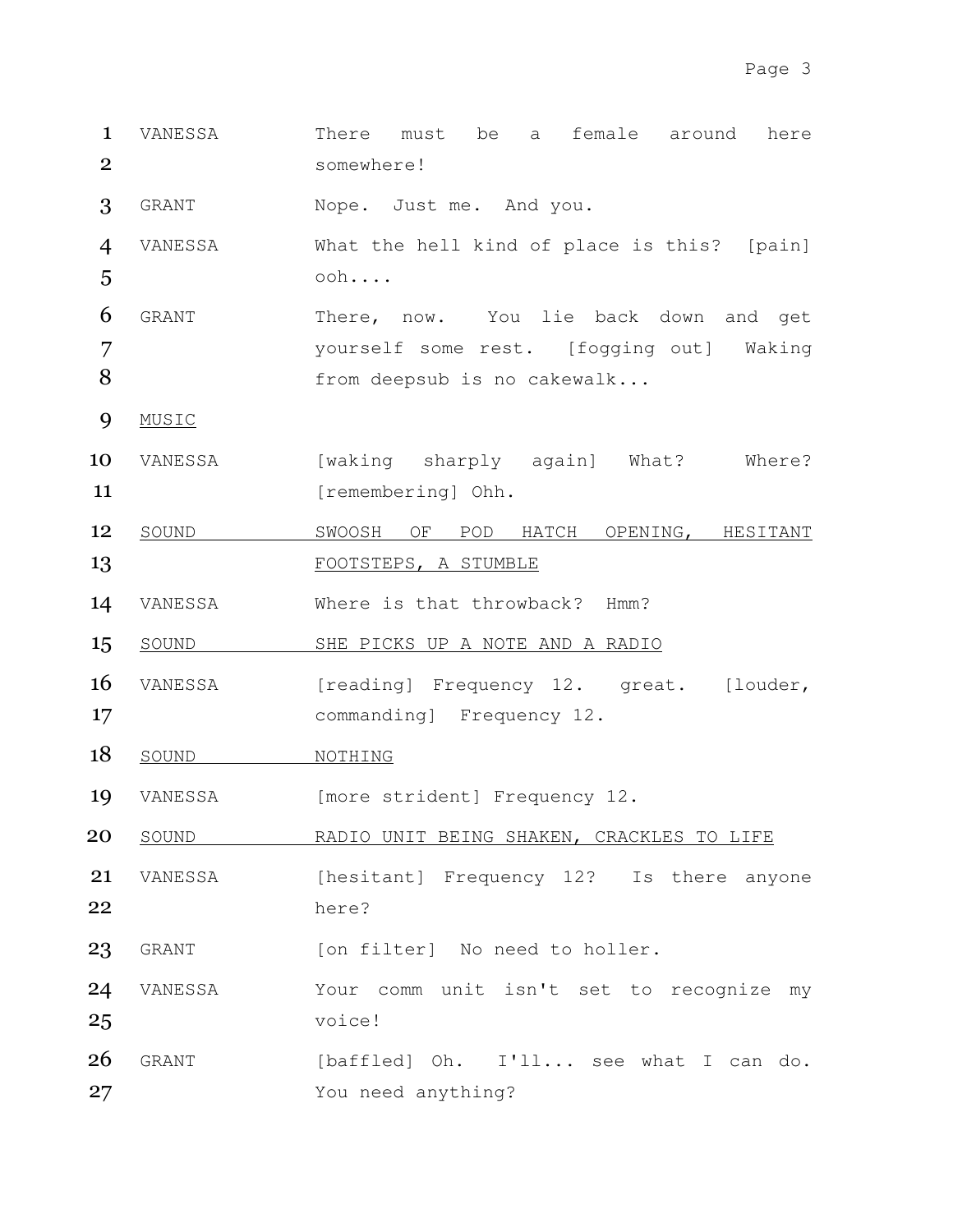| | | |
|---|---|---|
| 1<br>2 | VANESSA | There must be a female around here somewhere! |
| 3 | GRANT | Nope. Just me. And you. |
| 4<br>5 | VANESSA | What the hell kind of place is this? [pain] ooh.... |
| 6<br>7<br>8 | GRANT | There, now. You lie back down and get yourself some rest. [fogging out] Waking from deepsub is no cakewalk... |
| 9 | <u>MUSIC</u> | |
| 10<br>11 | VANESSA | [waking sharply again] What? Where? [remembering] Ohh. |
| 12<br>13 | <u>SOUND</u> | <u>SWOOSH OF POD HATCH OPENING, HESITANT FOOTSTEPS, A STUMBLE</u> |
| 14 | VANESSA | Where is that throwback? Hmm? |
| 15 | <u>SOUND</u> | <u>SHE PICKS UP A NOTE AND A RADIO</u> |
| 16<br>17 | VANESSA | [reading] Frequency 12. great. [louder, commanding] Frequency 12. |
| 18 | <u>SOUND</u> | <u>NOTHING</u> |
| 19 | VANESSA | [more strident] Frequency 12. |
| 20 | <u>SOUND</u> | <u>RADIO UNIT BEING SHAKEN, CRACKLES TO LIFE</u> |
| 21<br>22 | VANESSA | [hesitant] Frequency 12? Is there anyone here? |
| 23 | GRANT | [on filter] No need to holler. |
| 24<br>25 | VANESSA | Your comm unit isn't set to recognize my voice! |
| 26<br>27 | GRANT | [baffled] Oh. I'll... see what I can do. You need anything? |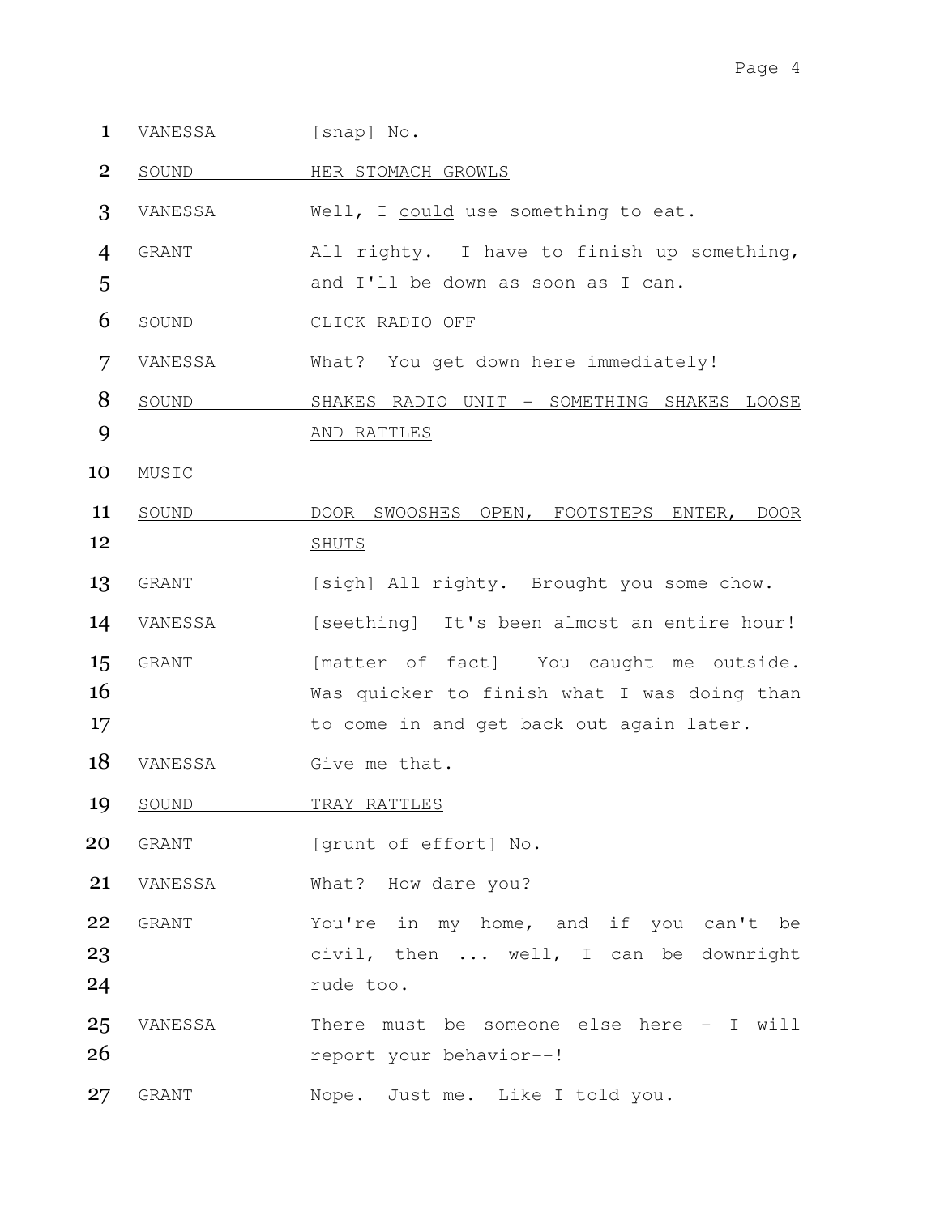1 VANESSA [snap] No.

2 SOUND HER STOMACH GROWLS

3 VANESSA Well, I could use something to eat.

4 GRANT All righty. I have to finish up something,
5 and I'll be down as soon as I can.

6 SOUND CLICK RADIO OFF

7 VANESSA What? You get down here immediately!

8 SOUND SHAKES RADIO UNIT - SOMETHING SHAKES LOOSE
9 AND RATTLES

10 MUSIC

11 SOUND DOOR SWOOSHES OPEN, FOOTSTEPS ENTER, DOOR
12 SHUTS

13 GRANT [sigh] All righty. Brought you some chow.

14 VANESSA [seething] It's been almost an entire hour!

15 GRANT [matter of fact] You caught me outside.
16 Was quicker to finish what I was doing than
17 to come in and get back out again later.

18 VANESSA Give me that.

19 SOUND TRAY RATTLES

20 GRANT [grunt of effort] No.

21 VANESSA What? How dare you?

22 GRANT You're in my home, and if you can't be
23 civil, then ... well, I can be downright
24 rude too.

25 VANESSA There must be someone else here - I will
26 report your behavior--!

27 GRANT Nope. Just me. Like I told you.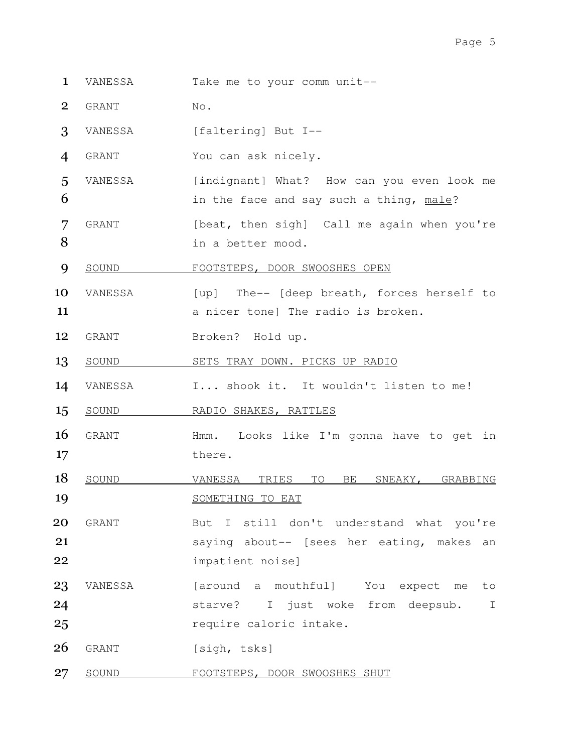VANESSA Take me to your comm unit--

GRANT No.

VANESSA [faltering] But I--

GRANT You can ask nicely.

VANESSA [indignant] What? How can you even look me in the face and say such a thing, <u>male</u>?

GRANT [beat, then sigh] Call me again when you're in a better mood.

<u>SOUND FOOTSTEPS, DOOR SWOOSHES OPEN</u>

VANESSA [up] The-- [deep breath, forces herself to a nicer tone] The radio is broken.

GRANT Broken? Hold up.

<u>SOUND SETS TRAY DOWN. PICKS UP RADIO</u>

VANESSA I... shook it. It wouldn't listen to me!

<u>SOUND RADIO SHAKES, RATTLES</u>

GRANT Hmm. Looks like I'm gonna have to get in there.

<u>SOUND VANESSA TRIES TO BE SNEAKY, GRABBING SOMETHING TO EAT</u>

GRANT But I still don't understand what you're saying about-- [sees her eating, makes an impatient noise]

VANESSA [around a mouthful] You expect me to starve? I just woke from deepsub. I require caloric intake.

GRANT [sigh, tsks]

<u>SOUND FOOTSTEPS, DOOR SWOOSHES SHUT</u>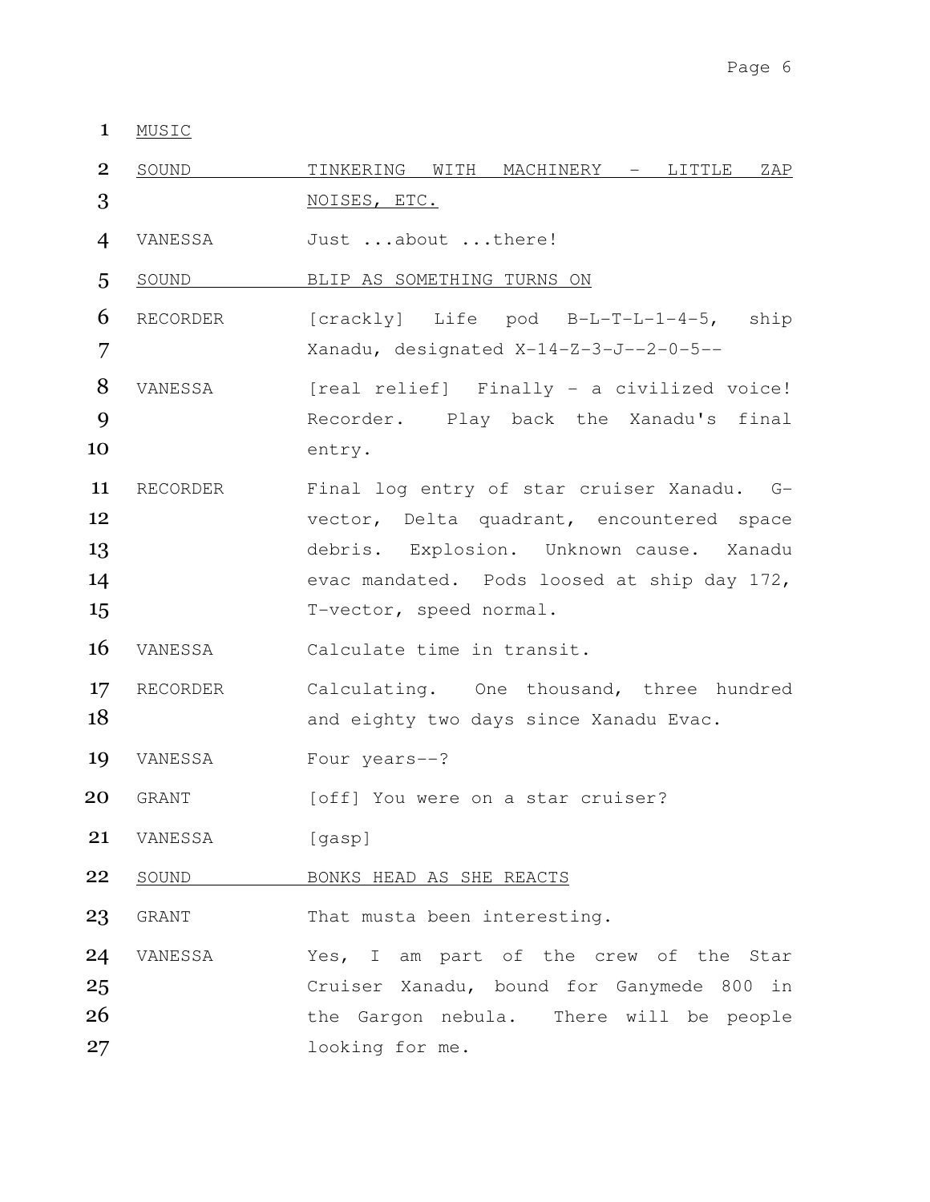1 MUSIC

2 SOUND — TINKERING WITH MACHINERY - LITTLE ZAP
3 NOISES, ETC.

4 VANESSA — Just ...about ...there!

5 SOUND — BLIP AS SOMETHING TURNS ON

6 RECORDER — [crackly] Life pod B-L-T-L-1-4-5, ship
7 Xanadu, designated X-14-Z-3-J--2-0-5--

8 VANESSA — [real relief] Finally - a civilized voice!
9 Recorder. Play back the Xanadu's final
10 entry.

11 RECORDER — Final log entry of star cruiser Xanadu. G-
12 vector, Delta quadrant, encountered space
13 debris. Explosion. Unknown cause. Xanadu
14 evac mandated. Pods loosed at ship day 172,
15 T-vector, speed normal.

16 VANESSA — Calculate time in transit.

17 RECORDER — Calculating. One thousand, three hundred
18 and eighty two days since Xanadu Evac.

19 VANESSA — Four years--?

20 GRANT — [off] You were on a star cruiser?

21 VANESSA — [gasp]

22 SOUND — BONKS HEAD AS SHE REACTS

23 GRANT — That musta been interesting.

24 VANESSA — Yes, I am part of the crew of the Star
25 Cruiser Xanadu, bound for Ganymede 800 in
26 the Gargon nebula. There will be people
27 looking for me.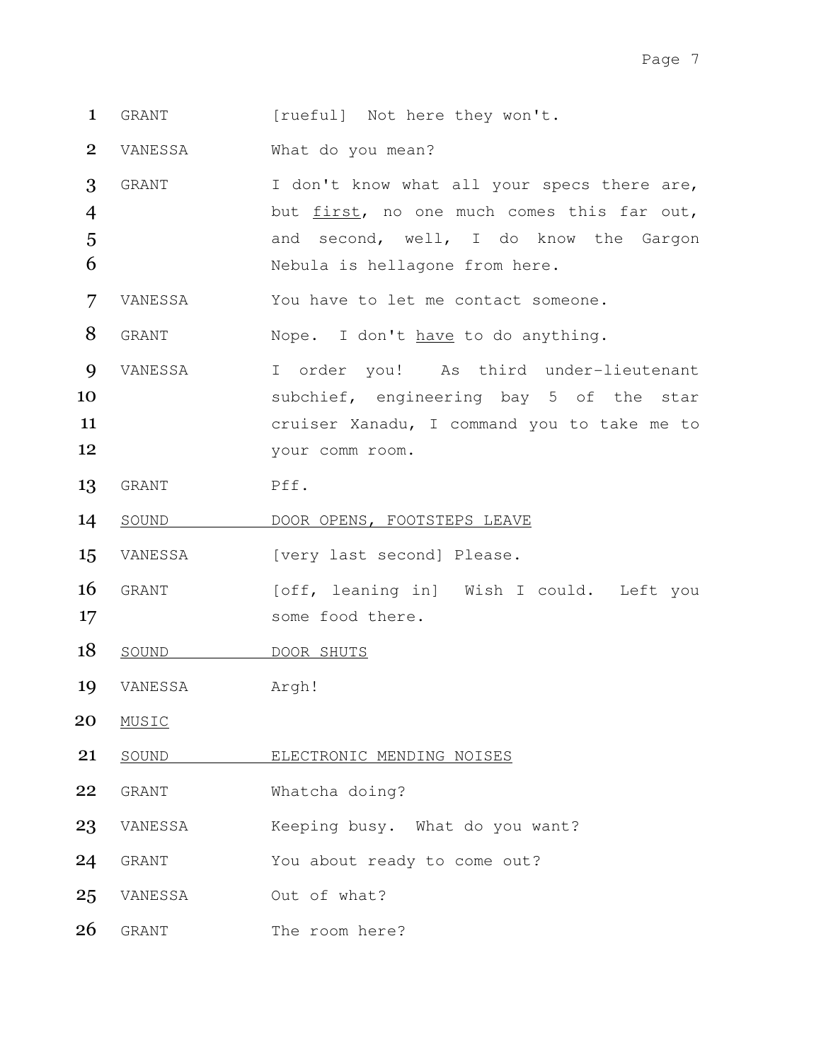| | | |
|---|---|---|
| 1 | GRANT | [rueful] Not here they won't. |
| 2 | VANESSA | What do you mean? |
| 3–6 | GRANT | I don't know what all your specs there are, but <u>first</u>, no one much comes this far out, and second, well, I do know the Gargon Nebula is hellagone from here. |
| 7 | VANESSA | You have to let me contact someone. |
| 8 | GRANT | Nope. I don't <u>have</u> to do anything. |
| 9–12 | VANESSA | I order you! As third under-lieutenant subchief, engineering bay 5 of the star cruiser Xanadu, I command you to take me to your comm room. |
| 13 | GRANT | Pff. |
| 14 | <u>SOUND</u> | <u>DOOR OPENS, FOOTSTEPS LEAVE</u> |
| 15 | VANESSA | [very last second] Please. |
| 16–17 | GRANT | [off, leaning in] Wish I could. Left you some food there. |
| 18 | <u>SOUND</u> | <u>DOOR SHUTS</u> |
| 19 | VANESSA | Argh! |
| 20 | <u>MUSIC</u> | |
| 21 | <u>SOUND</u> | <u>ELECTRONIC MENDING NOISES</u> |
| 22 | GRANT | Whatcha doing? |
| 23 | VANESSA | Keeping busy. What do you want? |
| 24 | GRANT | You about ready to come out? |
| 25 | VANESSA | Out of what? |
| 26 | GRANT | The room here? |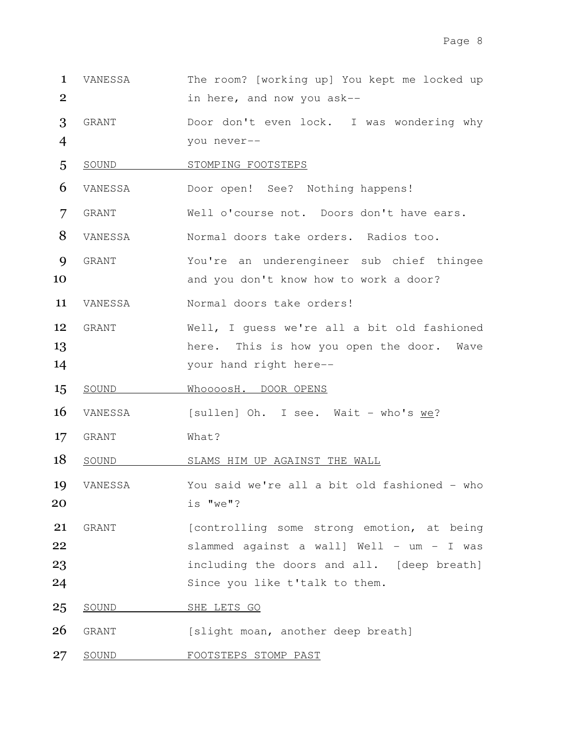1 VANESSA The room? [working up] You kept me locked up
2 in here, and now you ask--

3 GRANT Door don't even lock. I was wondering why
4 you never--

5 <u>SOUND STOMPING FOOTSTEPS</u>

6 VANESSA Door open! See? Nothing happens!

7 GRANT Well o'course not. Doors don't have ears.

8 VANESSA Normal doors take orders. Radios too.

9 GRANT You're an underengineer sub chief thingee
10 and you don't know how to work a door?

11 VANESSA Normal doors take orders!

12 GRANT Well, I guess we're all a bit old fashioned
13 here. This is how you open the door. Wave
14 your hand right here--

15 <u>SOUND WhoooosH. DOOR OPENS</u>

16 VANESSA [sullen] Oh. I see. Wait - who's <u>we</u>?

17 GRANT What?

18 <u>SOUND SLAMS HIM UP AGAINST THE WALL</u>

19 VANESSA You said we're all a bit old fashioned - who
20 is "we"?

21 GRANT [controlling some strong emotion, at being
22 slammed against a wall] Well - um - I was
23 including the doors and all. [deep breath]
24 Since you like t'talk to them.

25 <u>SOUND SHE LETS GO</u>

26 GRANT [slight moan, another deep breath]

27 <u>SOUND FOOTSTEPS STOMP PAST</u>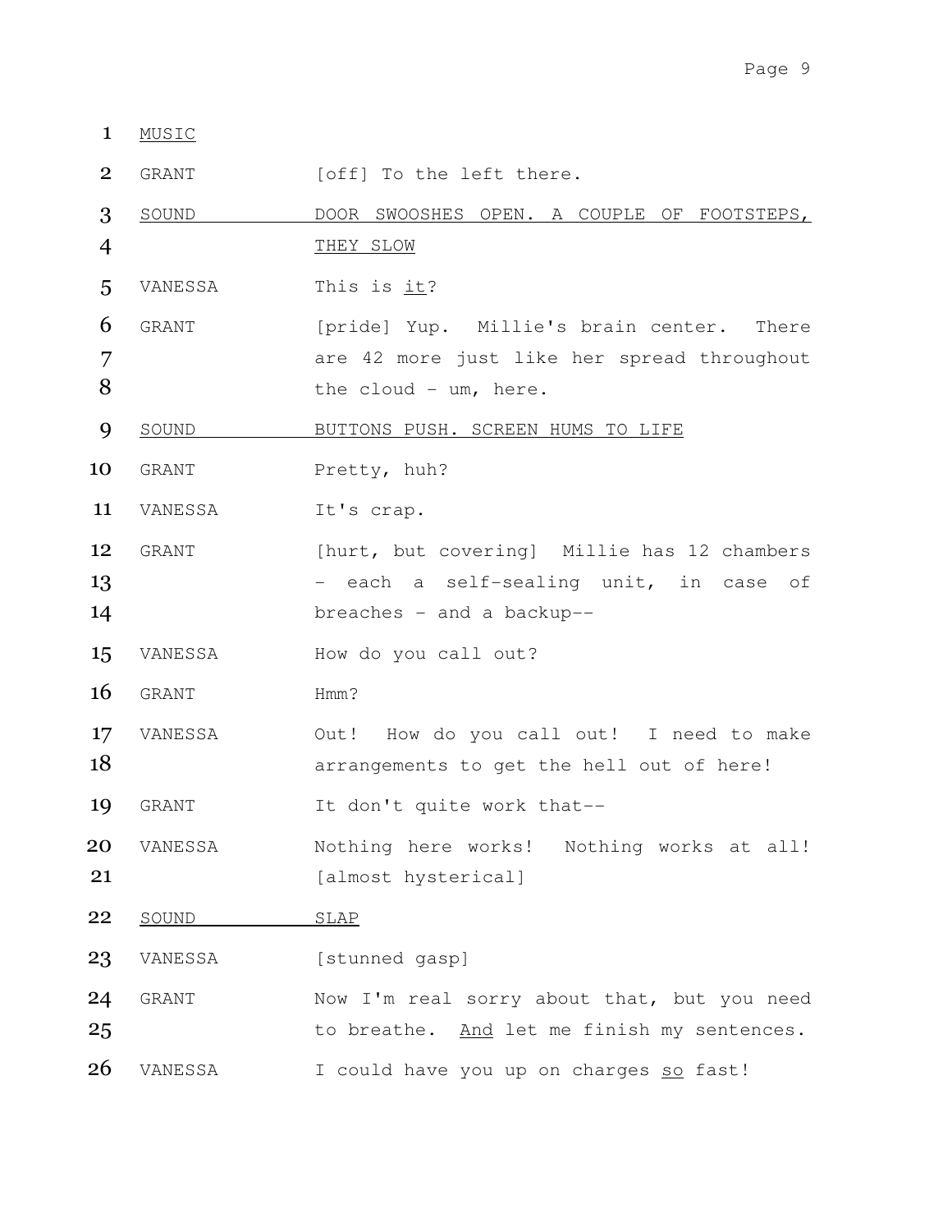1 <u>MUSIC</u>

2 GRANT [off] To the left there.

3 <u>SOUND DOOR SWOOSHES OPEN. A COUPLE OF FOOTSTEPS,</u>
4 <u>THEY SLOW</u>

5 VANESSA This is <u>it</u>?

6 GRANT [pride] Yup. Millie's brain center. There
7 are 42 more just like her spread throughout
8 the cloud - um, here.

9 <u>SOUND BUTTONS PUSH. SCREEN HUMS TO LIFE</u>

10 GRANT Pretty, huh?

11 VANESSA It's crap.

12 GRANT [hurt, but covering] Millie has 12 chambers
13 - each a self-sealing unit, in case of
14 breaches - and a backup--

15 VANESSA How do you call out?

16 GRANT Hmm?

17 VANESSA Out! How do you call out! I need to make
18 arrangements to get the hell out of here!

19 GRANT It don't quite work that--

20 VANESSA Nothing here works! Nothing works at all!
21 [almost hysterical]

22 <u>SOUND SLAP</u>

23 VANESSA [stunned gasp]

24 GRANT Now I'm real sorry about that, but you need
25 to breathe. <u>And</u> let me finish my sentences.

26 VANESSA I could have you up on charges <u>so</u> fast!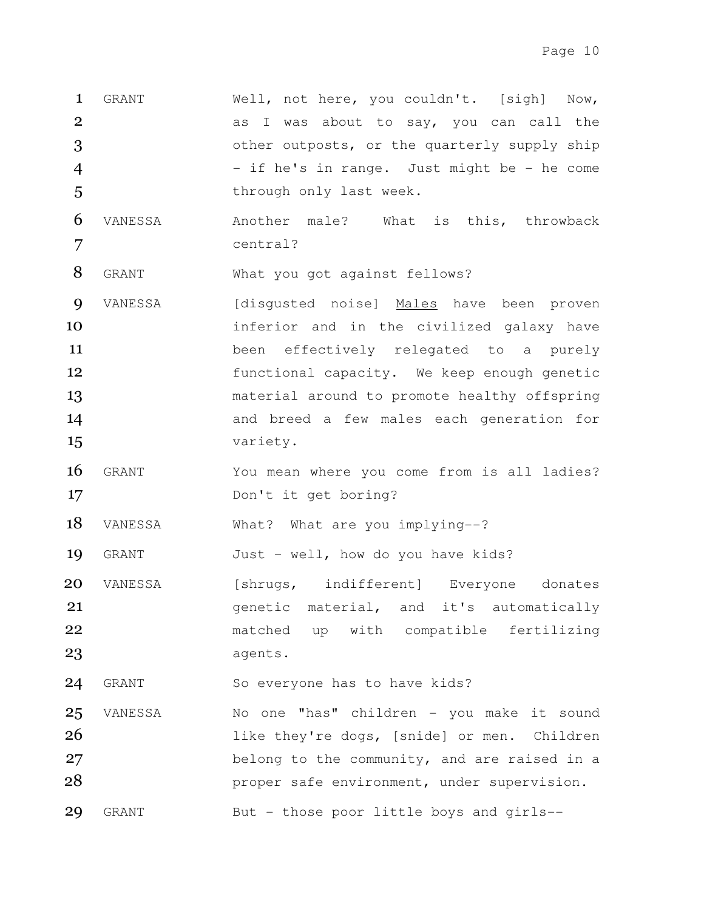GRANT Well, not here, you couldn't. [sigh] Now, as I was about to say, you can call the other outposts, or the quarterly supply ship - if he's in range. Just might be - he come through only last week.

VANESSA Another male? What is this, throwback central?

GRANT What you got against fellows?

VANESSA [disgusted noise] Males have been proven inferior and in the civilized galaxy have been effectively relegated to a purely functional capacity. We keep enough genetic material around to promote healthy offspring and breed a few males each generation for variety.

GRANT You mean where you come from is all ladies? Don't it get boring?

VANESSA What? What are you implying--?

GRANT Just - well, how do you have kids?

VANESSA [shrugs, indifferent] Everyone donates genetic material, and it's automatically matched up with compatible fertilizing agents.

GRANT So everyone has to have kids?

VANESSA No one "has" children - you make it sound like they're dogs, [snide] or men. Children belong to the community, and are raised in a proper safe environment, under supervision.

GRANT But - those poor little boys and girls--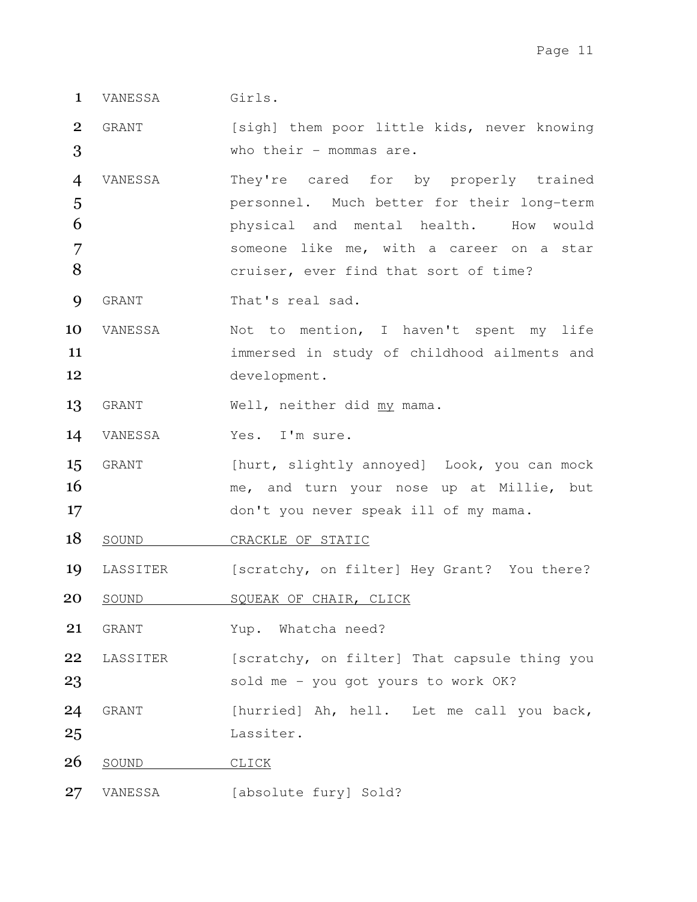1 VANESSA Girls.

2 GRANT [sigh] them poor little kids, never knowing
3 who their - mommas are.

4 VANESSA They're cared for by properly trained
5 personnel. Much better for their long-term
6 physical and mental health. How would
7 someone like me, with a career on a star
8 cruiser, ever find that sort of time?

9 GRANT That's real sad.

10 VANESSA Not to mention, I haven't spent my life
11 immersed in study of childhood ailments and
12 development.

13 GRANT Well, neither did <u>my</u> mama.

14 VANESSA Yes. I'm sure.

15 GRANT [hurt, slightly annoyed] Look, you can mock
16 me, and turn your nose up at Millie, but
17 don't you never speak ill of my mama.

18 <u>SOUND CRACKLE OF STATIC</u>

19 LASSITER [scratchy, on filter] Hey Grant? You there?

20 <u>SOUND SQUEAK OF CHAIR, CLICK</u>

21 GRANT Yup. Whatcha need?

22 LASSITER [scratchy, on filter] That capsule thing you
23 sold me - you got yours to work OK?

24 GRANT [hurried] Ah, hell. Let me call you back,
25 Lassiter.

26 <u>SOUND CLICK</u>

27 VANESSA [absolute fury] Sold?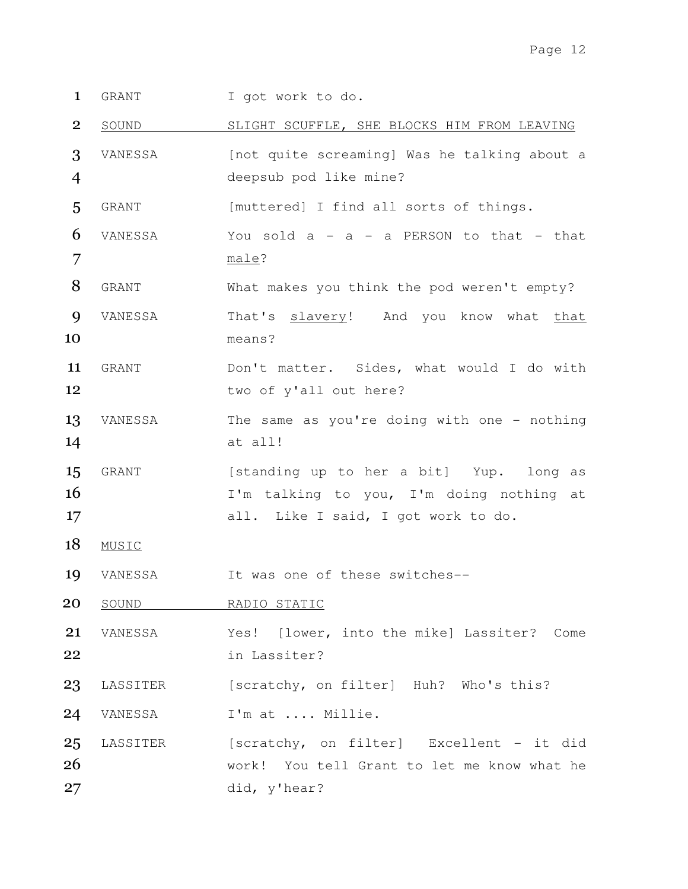1 GRANT I got work to do.

2 <u>SOUND SLIGHT SCUFFLE, SHE BLOCKS HIM FROM LEAVING</u>

3 VANESSA [not quite screaming] Was he talking about a
4 deepsub pod like mine?

5 GRANT [muttered] I find all sorts of things.

6 VANESSA You sold a - a - a PERSON to that - that
7 <u>male</u>?

8 GRANT What makes you think the pod weren't empty?

9 VANESSA That's <u>slavery</u>! And you know what <u>that</u>
10 means?

11 GRANT Don't matter. Sides, what would I do with
12 two of y'all out here?

13 VANESSA The same as you're doing with one - nothing
14 at all!

15 GRANT [standing up to her a bit] Yup. long as
16 I'm talking to you, I'm doing nothing at
17 all. Like I said, I got work to do.

18 <u>MUSIC</u>

19 VANESSA It was one of these switches--

20 <u>SOUND RADIO STATIC</u>

21 VANESSA Yes! [lower, into the mike] Lassiter? Come
22 in Lassiter?

23 LASSITER [scratchy, on filter] Huh? Who's this?

24 VANESSA I'm at .... Millie.

25 LASSITER [scratchy, on filter] Excellent - it did
26 work! You tell Grant to let me know what he
27 did, y'hear?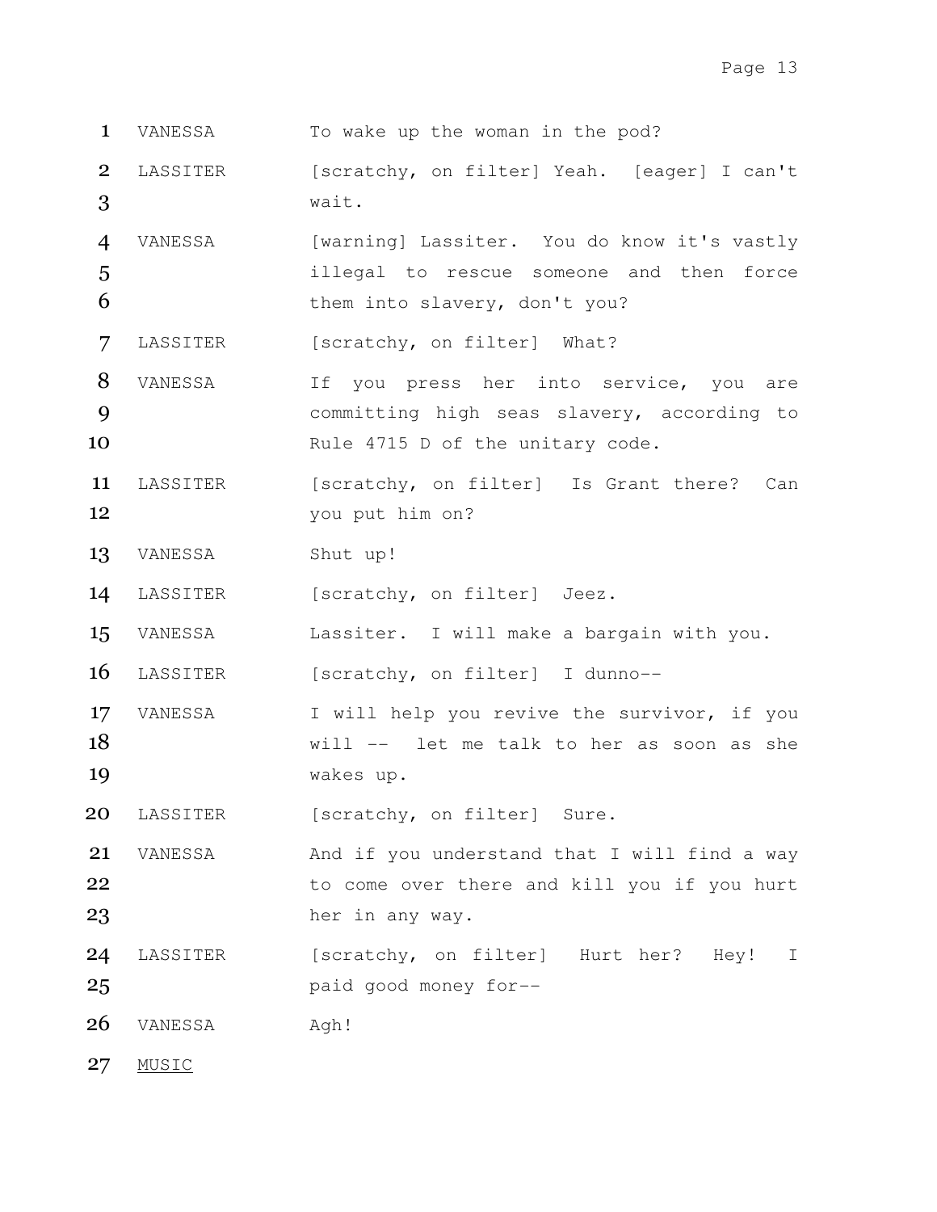VANESSA: To wake up the woman in the pod?

LASSITER: [scratchy, on filter] Yeah. [eager] I can't wait.

VANESSA: [warning] Lassiter. You do know it's vastly illegal to rescue someone and then force them into slavery, don't you?

LASSITER: [scratchy, on filter] What?

VANESSA: If you press her into service, you are committing high seas slavery, according to Rule 4715 D of the unitary code.

LASSITER: [scratchy, on filter] Is Grant there? Can you put him on?

VANESSA: Shut up!

LASSITER: [scratchy, on filter] Jeez.

VANESSA: Lassiter. I will make a bargain with you.

LASSITER: [scratchy, on filter] I dunno--

VANESSA: I will help you revive the survivor, if you will -- let me talk to her as soon as she wakes up.

LASSITER: [scratchy, on filter] Sure.

VANESSA: And if you understand that I will find a way to come over there and kill you if you hurt her in any way.

LASSITER: [scratchy, on filter] Hurt her? Hey! I paid good money for--

VANESSA: Agh!

<u>MUSIC</u>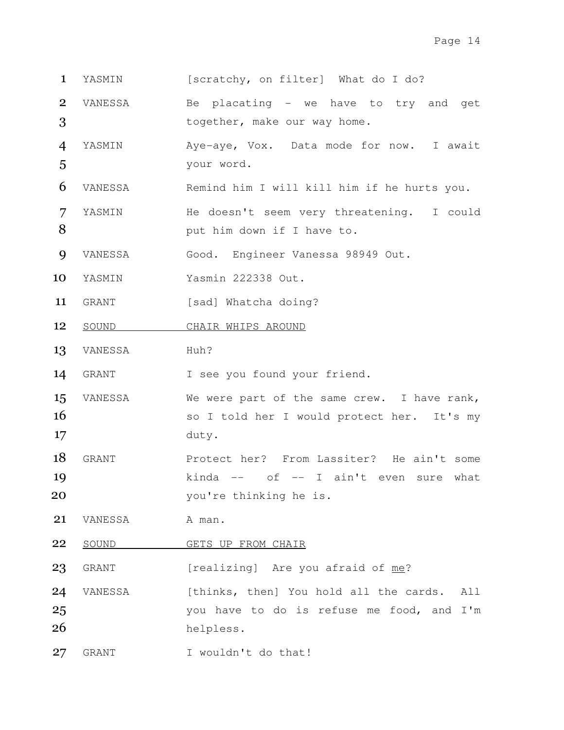| | | |
|---|---|---|
| 1 | YASMIN | [scratchy, on filter] What do I do? |
| 2<br>3 | VANESSA | Be placating - we have to try and get together, make our way home. |
| 4<br>5 | YASMIN | Aye-aye, Vox. Data mode for now. I await your word. |
| 6 | VANESSA | Remind him I will kill him if he hurts you. |
| 7<br>8 | YASMIN | He doesn't seem very threatening. I could put him down if I have to. |
| 9 | VANESSA | Good. Engineer Vanessa 98949 Out. |
| 10 | YASMIN | Yasmin 222338 Out. |
| 11 | GRANT | [sad] Whatcha doing? |
| 12 | <u>SOUND</u> | <u>CHAIR WHIPS AROUND</u> |
| 13 | VANESSA | Huh? |
| 14 | GRANT | I see you found your friend. |
| 15<br>16<br>17 | VANESSA | We were part of the same crew. I have rank, so I told her I would protect her. It's my duty. |
| 18<br>19<br>20 | GRANT | Protect her? From Lassiter? He ain't some kinda -- of -- I ain't even sure what you're thinking he is. |
| 21 | VANESSA | A man. |
| 22 | <u>SOUND</u> | <u>GETS UP FROM CHAIR</u> |
| 23 | GRANT | [realizing] Are you afraid of <u>me</u>? |
| 24<br>25<br>26 | VANESSA | [thinks, then] You hold all the cards. All you have to do is refuse me food, and I'm helpless. |
| 27 | GRANT | I wouldn't do that! |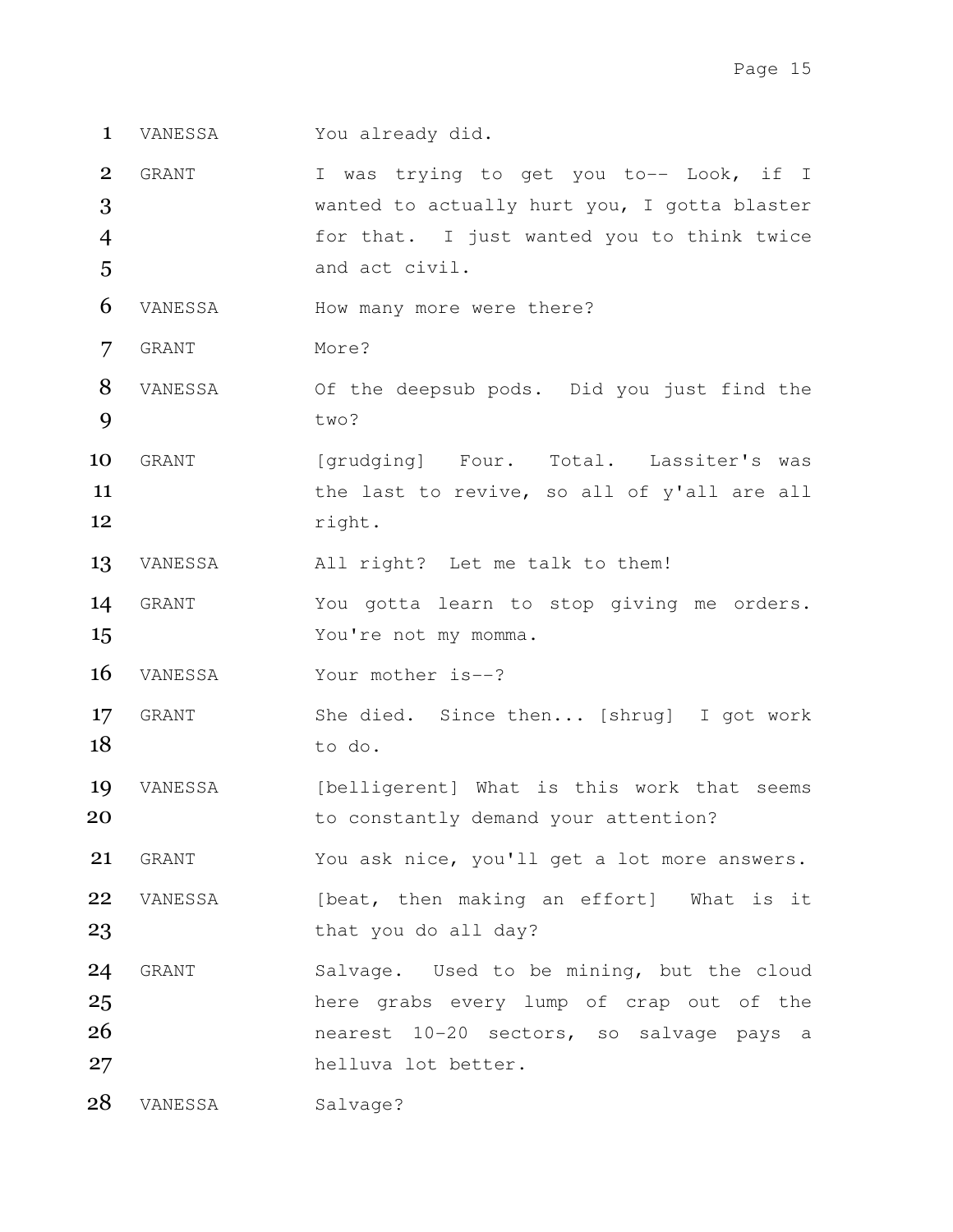| | | |
|---|---|---|
| 1 | VANESSA | You already did. |
| 2<br>3<br>4<br>5 | GRANT | I was trying to get you to-- Look, if I wanted to actually hurt you, I gotta blaster for that. I just wanted you to think twice and act civil. |
| 6 | VANESSA | How many more were there? |
| 7 | GRANT | More? |
| 8<br>9 | VANESSA | Of the deepsub pods. Did you just find the two? |
| 10<br>11<br>12 | GRANT | [grudging] Four. Total. Lassiter's was the last to revive, so all of y'all are all right. |
| 13 | VANESSA | All right? Let me talk to them! |
| 14<br>15 | GRANT | You gotta learn to stop giving me orders. You're not my momma. |
| 16 | VANESSA | Your mother is--? |
| 17<br>18 | GRANT | She died. Since then... [shrug] I got work to do. |
| 19<br>20 | VANESSA | [belligerent] What is this work that seems to constantly demand your attention? |
| 21 | GRANT | You ask nice, you'll get a lot more answers. |
| 22<br>23 | VANESSA | [beat, then making an effort] What is it that you do all day? |
| 24<br>25<br>26<br>27 | GRANT | Salvage. Used to be mining, but the cloud here grabs every lump of crap out of the nearest 10-20 sectors, so salvage pays a helluva lot better. |
| 28 | VANESSA | Salvage? |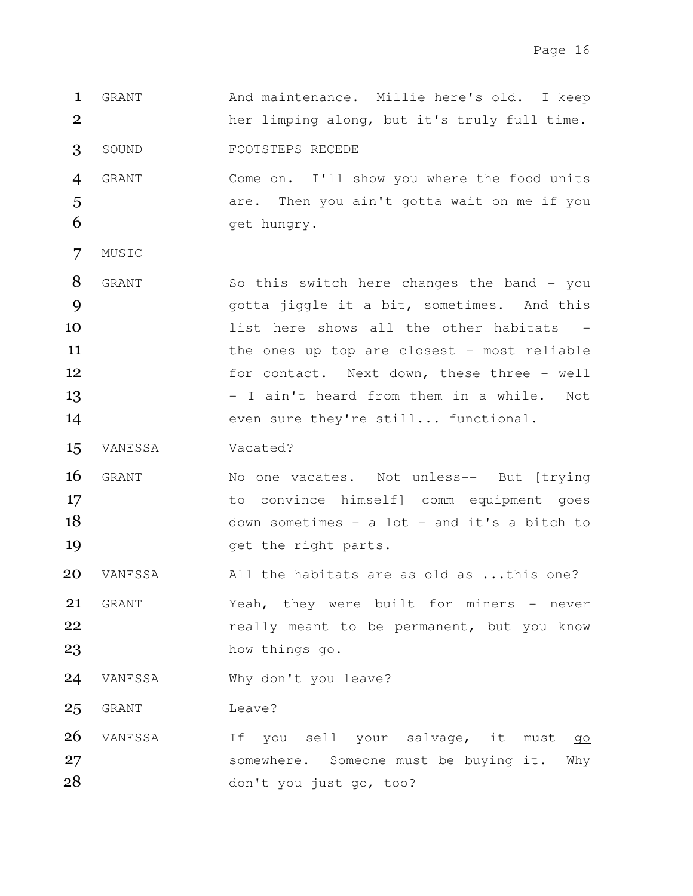GRANT — And maintenance. Millie here's old. I keep her limping along, but it's truly full time.

SOUND — FOOTSTEPS RECEDE

GRANT — Come on. I'll show you where the food units are. Then you ain't gotta wait on me if you get hungry.

MUSIC

GRANT — So this switch here changes the band - you gotta jiggle it a bit, sometimes. And this list here shows all the other habitats - the ones up top are closest - most reliable for contact. Next down, these three - well - I ain't heard from them in a while. Not even sure they're still... functional.

VANESSA — Vacated?

GRANT — No one vacates. Not unless-- But [trying to convince himself] comm equipment goes down sometimes - a lot - and it's a bitch to get the right parts.

VANESSA — All the habitats are as old as ...this one?

GRANT — Yeah, they were built for miners - never really meant to be permanent, but you know how things go.

VANESSA — Why don't you leave?

GRANT — Leave?

VANESSA — If you sell your salvage, it must <u>go</u> somewhere. Someone must be buying it. Why don't you just go, too?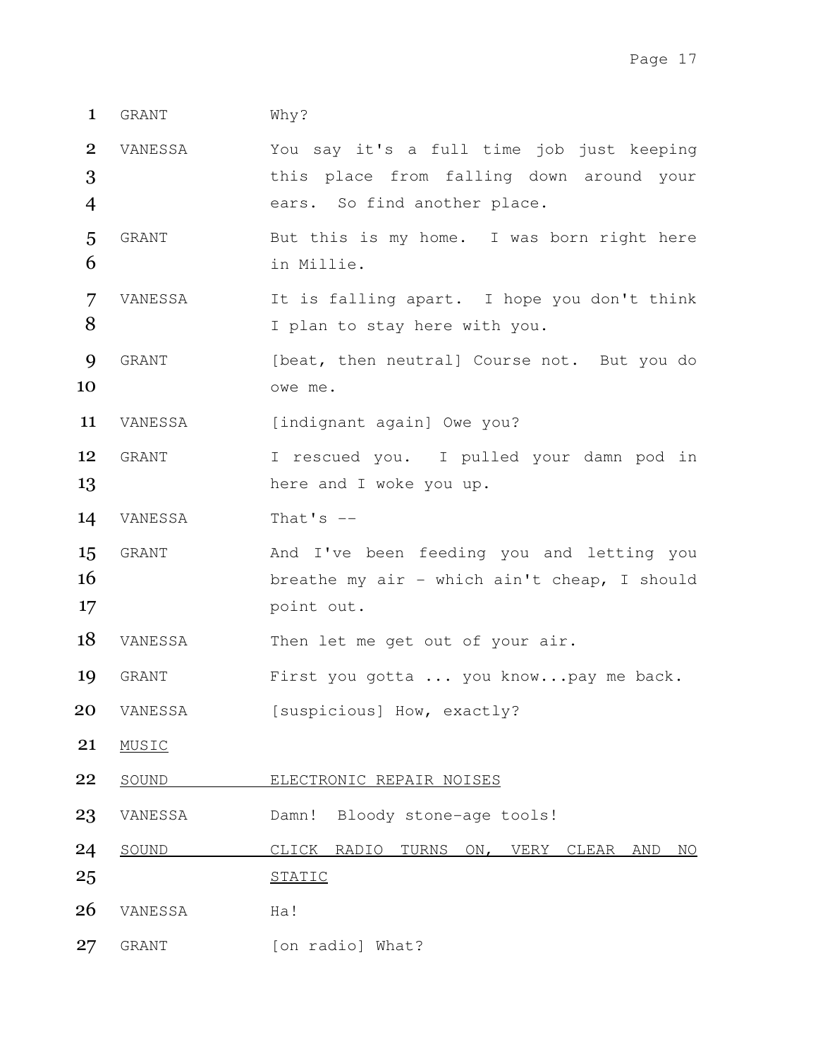1 GRANT Why?

2 VANESSA You say it's a full time job just keeping
3 this place from falling down around your
4 ears. So find another place.

5 GRANT But this is my home. I was born right here
6 in Millie.

7 VANESSA It is falling apart. I hope you don't think
8 I plan to stay here with you.

9 GRANT [beat, then neutral] Course not. But you do
10 owe me.

11 VANESSA [indignant again] Owe you?

12 GRANT I rescued you. I pulled your damn pod in
13 here and I woke you up.

14 VANESSA That's --

15 GRANT And I've been feeding you and letting you
16 breathe my air - which ain't cheap, I should
17 point out.

18 VANESSA Then let me get out of your air.

19 GRANT First you gotta ... you know...pay me back.

20 VANESSA [suspicious] How, exactly?

21 <u>MUSIC</u>

22 <u>SOUND ELECTRONIC REPAIR NOISES</u>

23 VANESSA Damn! Bloody stone-age tools!

24 <u>SOUND CLICK RADIO TURNS ON, VERY CLEAR AND NO</u>
25 <u>STATIC</u>

26 VANESSA Ha!

27 GRANT [on radio] What?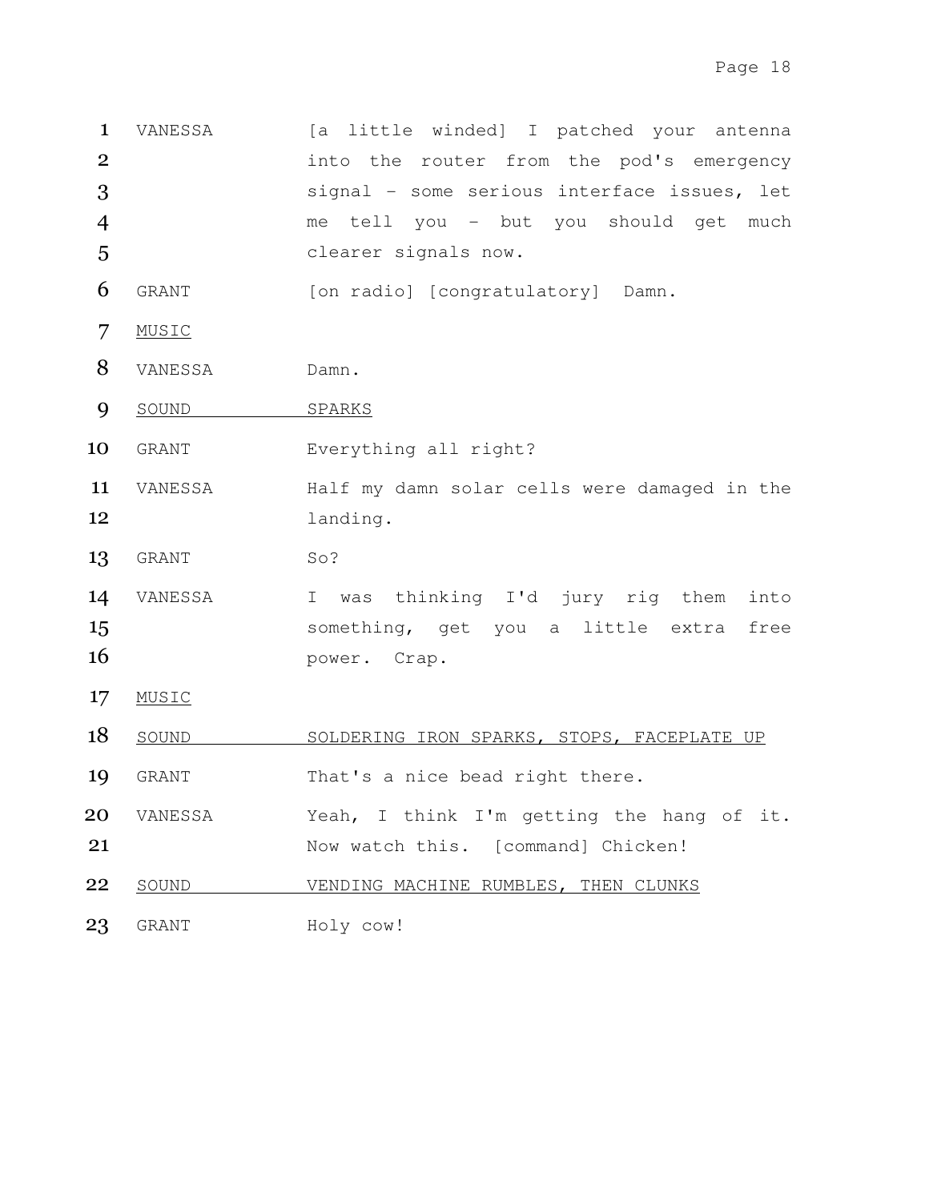| | | |
|---|---|---|
| 1–5 | VANESSA | [a little winded] I patched your antenna into the router from the pod's emergency signal - some serious interface issues, let me tell you - but you should get much clearer signals now. |
| 6 | GRANT | [on radio] [congratulatory] Damn. |
| 7 | <u>MUSIC</u> | |
| 8 | VANESSA | Damn. |
| 9 | <u>SOUND</u> | <u>SPARKS</u> |
| 10 | GRANT | Everything all right? |
| 11–12 | VANESSA | Half my damn solar cells were damaged in the landing. |
| 13 | GRANT | So? |
| 14–16 | VANESSA | I was thinking I'd jury rig them into something, get you a little extra free power. Crap. |
| 17 | <u>MUSIC</u> | |
| 18 | <u>SOUND</u> | <u>SOLDERING IRON SPARKS, STOPS, FACEPLATE UP</u> |
| 19 | GRANT | That's a nice bead right there. |
| 20–21 | VANESSA | Yeah, I think I'm getting the hang of it. Now watch this. [command] Chicken! |
| 22 | <u>SOUND</u> | <u>VENDING MACHINE RUMBLES, THEN CLUNKS</u> |
| 23 | GRANT | Holy cow! |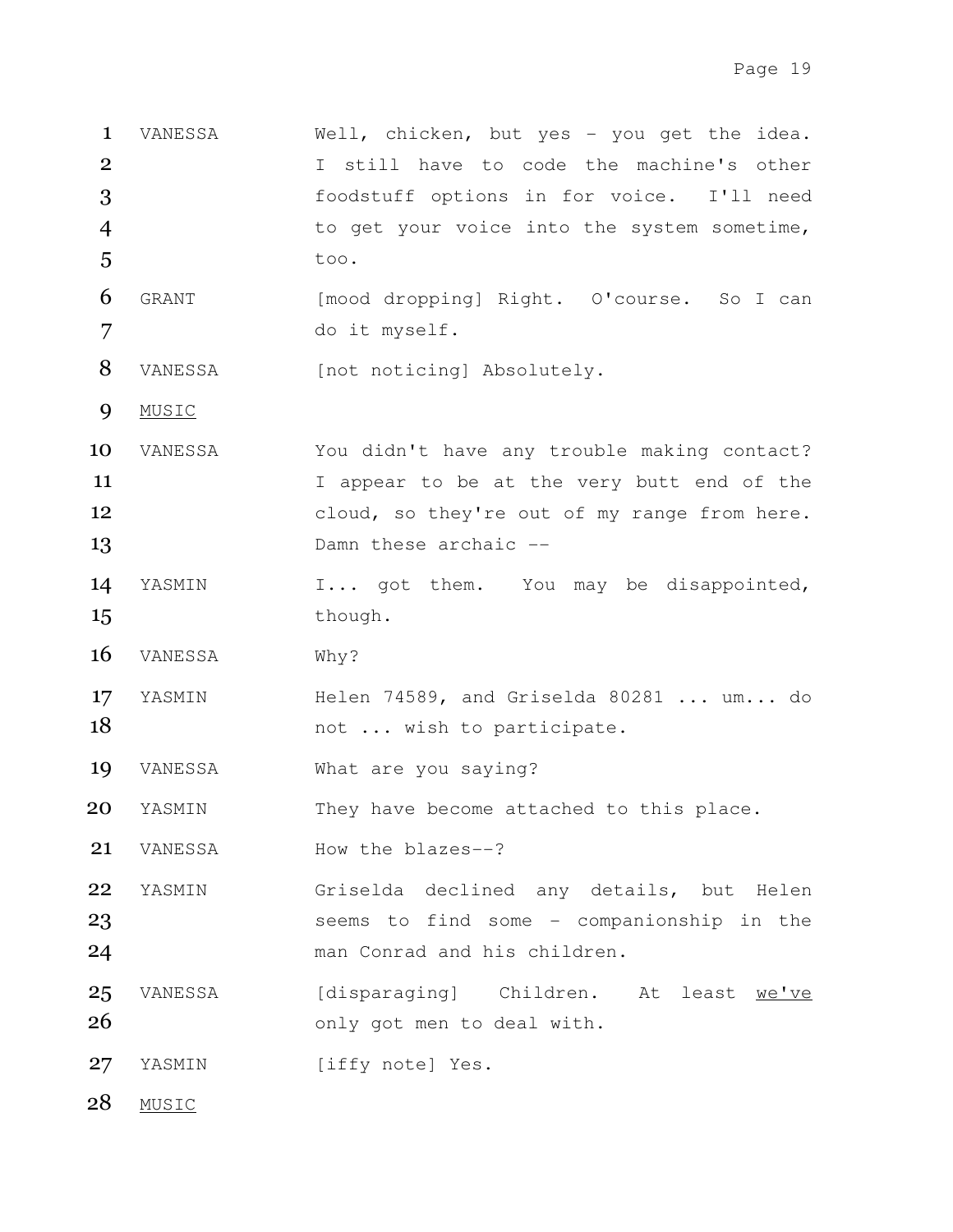1 VANESSA Well, chicken, but yes - you get the idea.
2 I still have to code the machine's other
3 foodstuff options in for voice. I'll need
4 to get your voice into the system sometime,
5 too.

6 GRANT [mood dropping] Right. O'course. So I can
7 do it myself.

8 VANESSA [not noticing] Absolutely.

9 <u>MUSIC</u>

10 VANESSA You didn't have any trouble making contact?
11 I appear to be at the very butt end of the
12 cloud, so they're out of my range from here.
13 Damn these archaic --

14 YASMIN I... got them. You may be disappointed,
15 though.

16 VANESSA Why?

17 YASMIN Helen 74589, and Griselda 80281 ... um... do
18 not ... wish to participate.

19 VANESSA What are you saying?

20 YASMIN They have become attached to this place.

21 VANESSA How the blazes--?

22 YASMIN Griselda declined any details, but Helen
23 seems to find some - companionship in the
24 man Conrad and his children.

25 VANESSA [disparaging] Children. At least <u>we've</u>
26 only got men to deal with.

27 YASMIN [iffy note] Yes.

28 <u>MUSIC</u>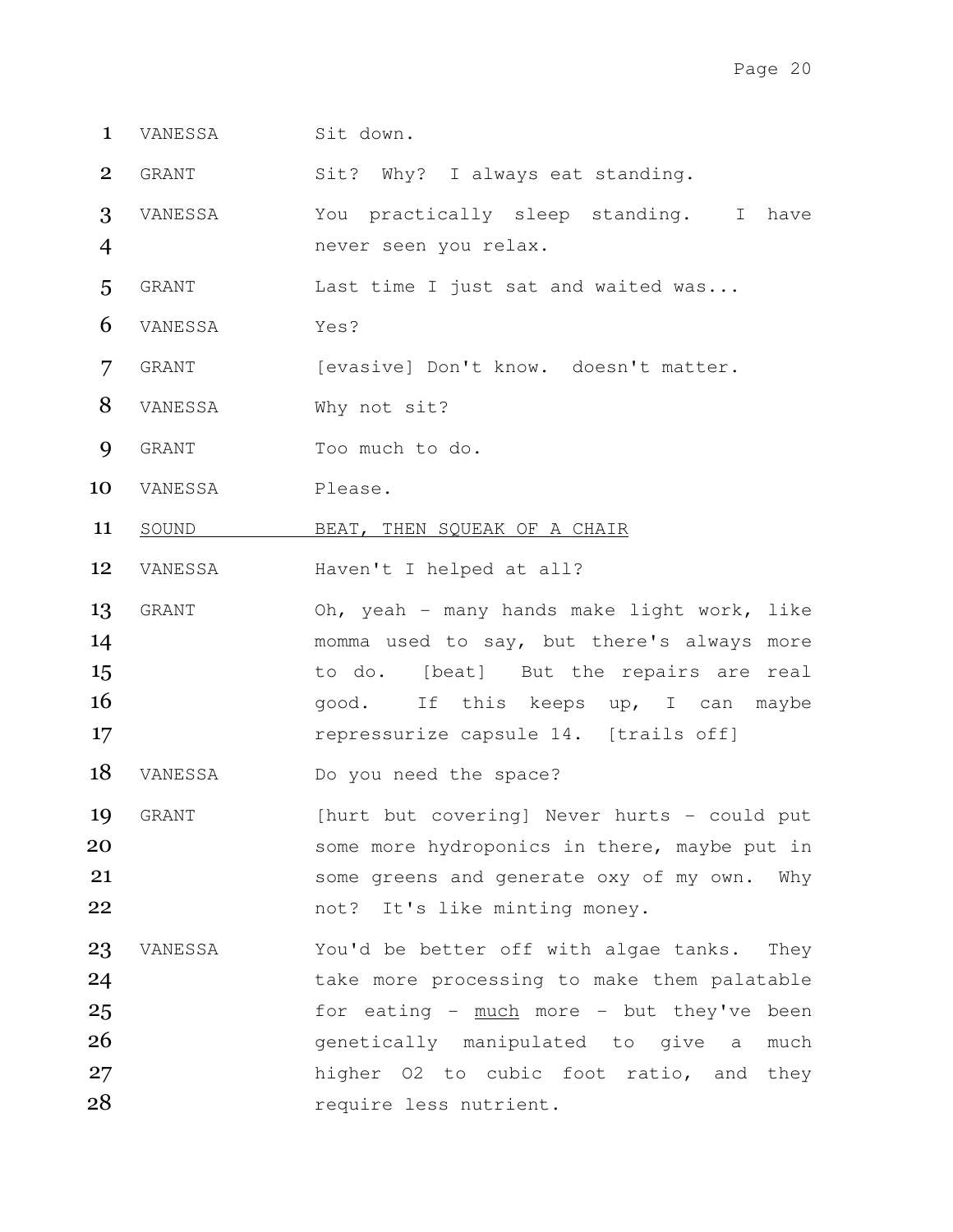| | | |
|---|---|---|
| 1 | VANESSA | Sit down. |
| 2 | GRANT | Sit? Why? I always eat standing. |
| 3<br>4 | VANESSA | You practically sleep standing. I have never seen you relax. |
| 5 | GRANT | Last time I just sat and waited was... |
| 6 | VANESSA | Yes? |
| 7 | GRANT | [evasive] Don't know. doesn't matter. |
| 8 | VANESSA | Why not sit? |
| 9 | GRANT | Too much to do. |
| 10 | VANESSA | Please. |
| 11 | <u>SOUND</u> | <u>BEAT, THEN SQUEAK OF A CHAIR</u> |
| 12 | VANESSA | Haven't I helped at all? |
| 13<br>14<br>15<br>16<br>17 | GRANT | Oh, yeah - many hands make light work, like momma used to say, but there's always more to do. [beat] But the repairs are real good. If this keeps up, I can maybe repressurize capsule 14. [trails off] |
| 18 | VANESSA | Do you need the space? |
| 19<br>20<br>21<br>22 | GRANT | [hurt but covering] Never hurts - could put some more hydroponics in there, maybe put in some greens and generate oxy of my own. Why not? It's like minting money. |
| 23<br>24<br>25<br>26<br>27<br>28 | VANESSA | You'd be better off with algae tanks. They take more processing to make them palatable for eating - <u>much</u> more - but they've been genetically manipulated to give a much higher O2 to cubic foot ratio, and they require less nutrient. |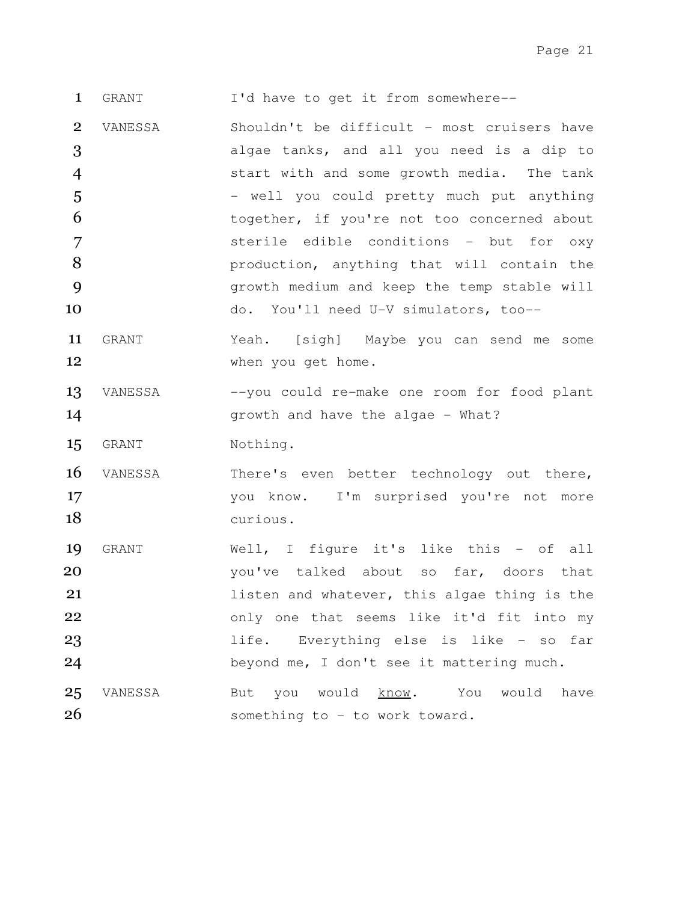1 GRANT I'd have to get it from somewhere--

2 VANESSA Shouldn't be difficult - most cruisers have
3 algae tanks, and all you need is a dip to
4 start with and some growth media. The tank
5 - well you could pretty much put anything
6 together, if you're not too concerned about
7 sterile edible conditions - but for oxy
8 production, anything that will contain the
9 growth medium and keep the temp stable will
10 do. You'll need U-V simulators, too--

11 GRANT Yeah. [sigh] Maybe you can send me some
12 when you get home.

13 VANESSA --you could re-make one room for food plant
14 growth and have the algae - What?

15 GRANT Nothing.

16 VANESSA There's even better technology out there,
17 you know. I'm surprised you're not more
18 curious.

19 GRANT Well, I figure it's like this - of all
20 you've talked about so far, doors that
21 listen and whatever, this algae thing is the
22 only one that seems like it'd fit into my
23 life. Everything else is like - so far
24 beyond me, I don't see it mattering much.

25 VANESSA But you would <u>know</u>. You would have
26 something to - to work toward.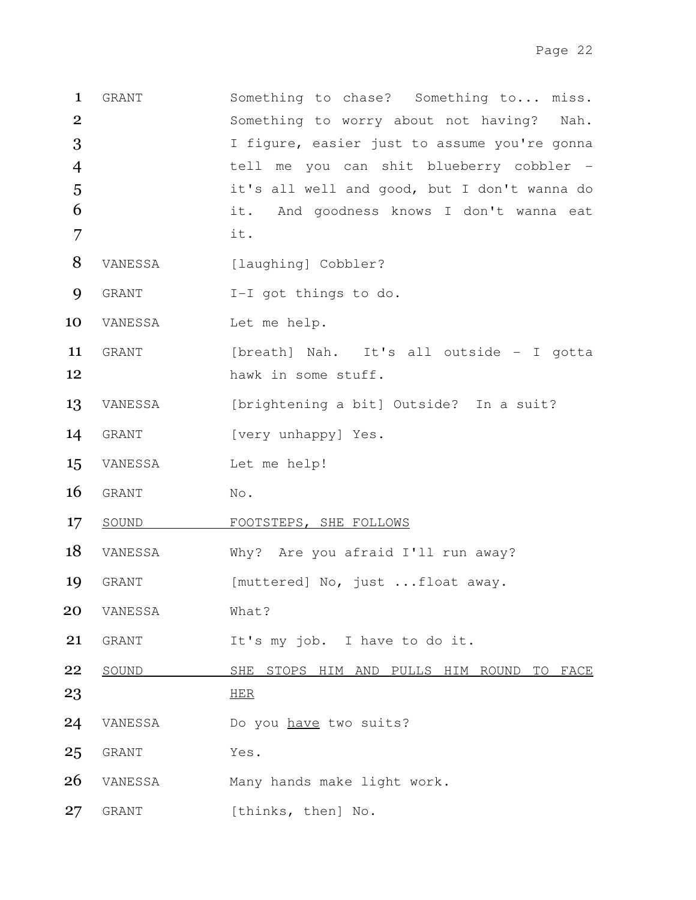| | | |
|---|---|---|
| 1 | GRANT | Something to chase? Something to... miss. Something to worry about not having? Nah. I figure, easier just to assume you're gonna tell me you can shit blueberry cobbler - it's all well and good, but I don't wanna do it. And goodness knows I don't wanna eat it. |
| 8 | VANESSA | [laughing] Cobbler? |
| 9 | GRANT | I-I got things to do. |
| 10 | VANESSA | Let me help. |
| 11 | GRANT | [breath] Nah. It's all outside - I gotta hawk in some stuff. |
| 13 | VANESSA | [brightening a bit] Outside? In a suit? |
| 14 | GRANT | [very unhappy] Yes. |
| 15 | VANESSA | Let me help! |
| 16 | GRANT | No. |
| 17 | <u>SOUND</u> | <u>FOOTSTEPS, SHE FOLLOWS</u> |
| 18 | VANESSA | Why? Are you afraid I'll run away? |
| 19 | GRANT | [muttered] No, just ...float away. |
| 20 | VANESSA | What? |
| 21 | GRANT | It's my job. I have to do it. |
| 22 | <u>SOUND</u> | <u>SHE STOPS HIM AND PULLS HIM ROUND TO FACE HER</u> |
| 24 | VANESSA | Do you <u>have</u> two suits? |
| 25 | GRANT | Yes. |
| 26 | VANESSA | Many hands make light work. |
| 27 | GRANT | [thinks, then] No. |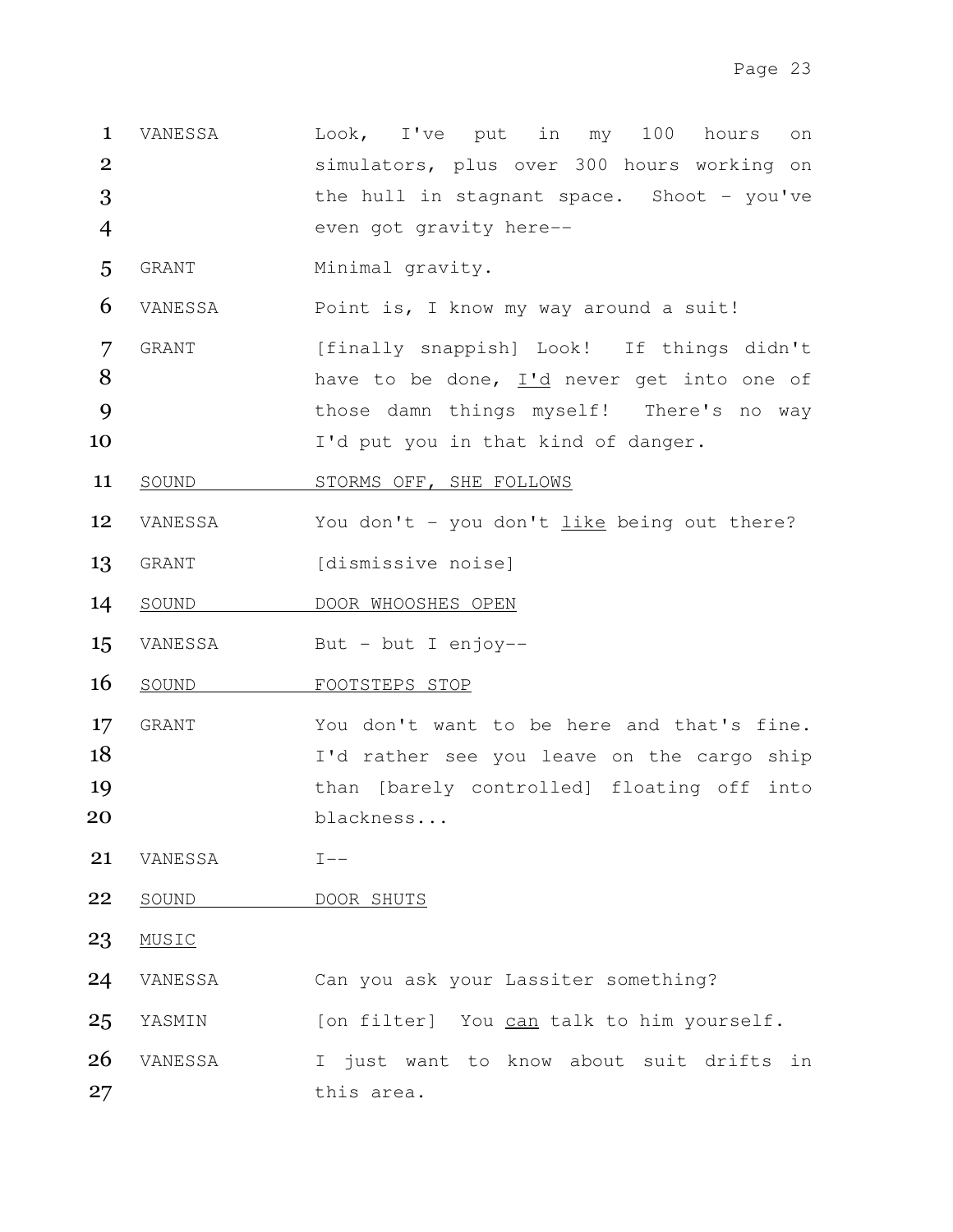| | | |
|---|---|---|
| 1<br>2<br>3<br>4 | VANESSA | Look, I've put in my 100 hours on simulators, plus over 300 hours working on the hull in stagnant space. Shoot - you've even got gravity here-- |
| 5 | GRANT | Minimal gravity. |
| 6 | VANESSA | Point is, I know my way around a suit! |
| 7<br>8<br>9<br>10 | GRANT | [finally snappish] Look! If things didn't have to be done, I'd never get into one of those damn things myself! There's no way I'd put you in that kind of danger. |
| 11 | SOUND | STORMS OFF, SHE FOLLOWS |
| 12 | VANESSA | You don't - you don't like being out there? |
| 13 | GRANT | [dismissive noise] |
| 14 | SOUND | DOOR WHOOSHES OPEN |
| 15 | VANESSA | But - but I enjoy-- |
| 16 | SOUND | FOOTSTEPS STOP |
| 17<br>18<br>19<br>20 | GRANT | You don't want to be here and that's fine. I'd rather see you leave on the cargo ship than [barely controlled] floating off into blackness... |
| 21 | VANESSA | I-- |
| 22 | SOUND | DOOR SHUTS |
| 23 | MUSIC | |
| 24 | VANESSA | Can you ask your Lassiter something? |
| 25 | YASMIN | [on filter] You can talk to him yourself. |
| 26<br>27 | VANESSA | I just want to know about suit drifts in this area. |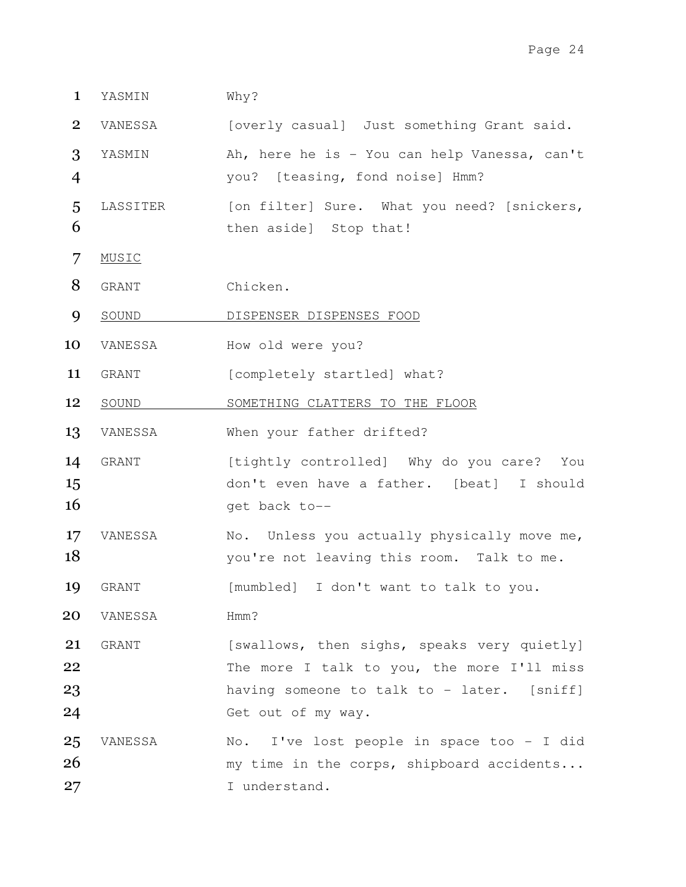| | | |
|---|---|---|
| 1 | YASMIN | Why? |
| 2 | VANESSA | [overly casual] Just something Grant said. |
| 3<br>4 | YASMIN | Ah, here he is - You can help Vanessa, can't you? [teasing, fond noise] Hmm? |
| 5<br>6 | LASSITER | [on filter] Sure. What you need? [snickers, then aside] Stop that! |
| 7 | <u>MUSIC</u> | |
| 8 | GRANT | Chicken. |
| 9 | <u>SOUND</u> | <u>DISPENSER DISPENSES FOOD</u> |
| 10 | VANESSA | How old were you? |
| 11 | GRANT | [completely startled] what? |
| 12 | <u>SOUND</u> | <u>SOMETHING CLATTERS TO THE FLOOR</u> |
| 13 | VANESSA | When your father drifted? |
| 14<br>15<br>16 | GRANT | [tightly controlled] Why do you care? You don't even have a father. [beat] I should get back to-- |
| 17<br>18 | VANESSA | No. Unless you actually physically move me, you're not leaving this room. Talk to me. |
| 19 | GRANT | [mumbled] I don't want to talk to you. |
| 20 | VANESSA | Hmm? |
| 21<br>22<br>23<br>24 | GRANT | [swallows, then sighs, speaks very quietly] The more I talk to you, the more I'll miss having someone to talk to - later. [sniff] Get out of my way. |
| 25<br>26<br>27 | VANESSA | No. I've lost people in space too - I did my time in the corps, shipboard accidents... I understand. |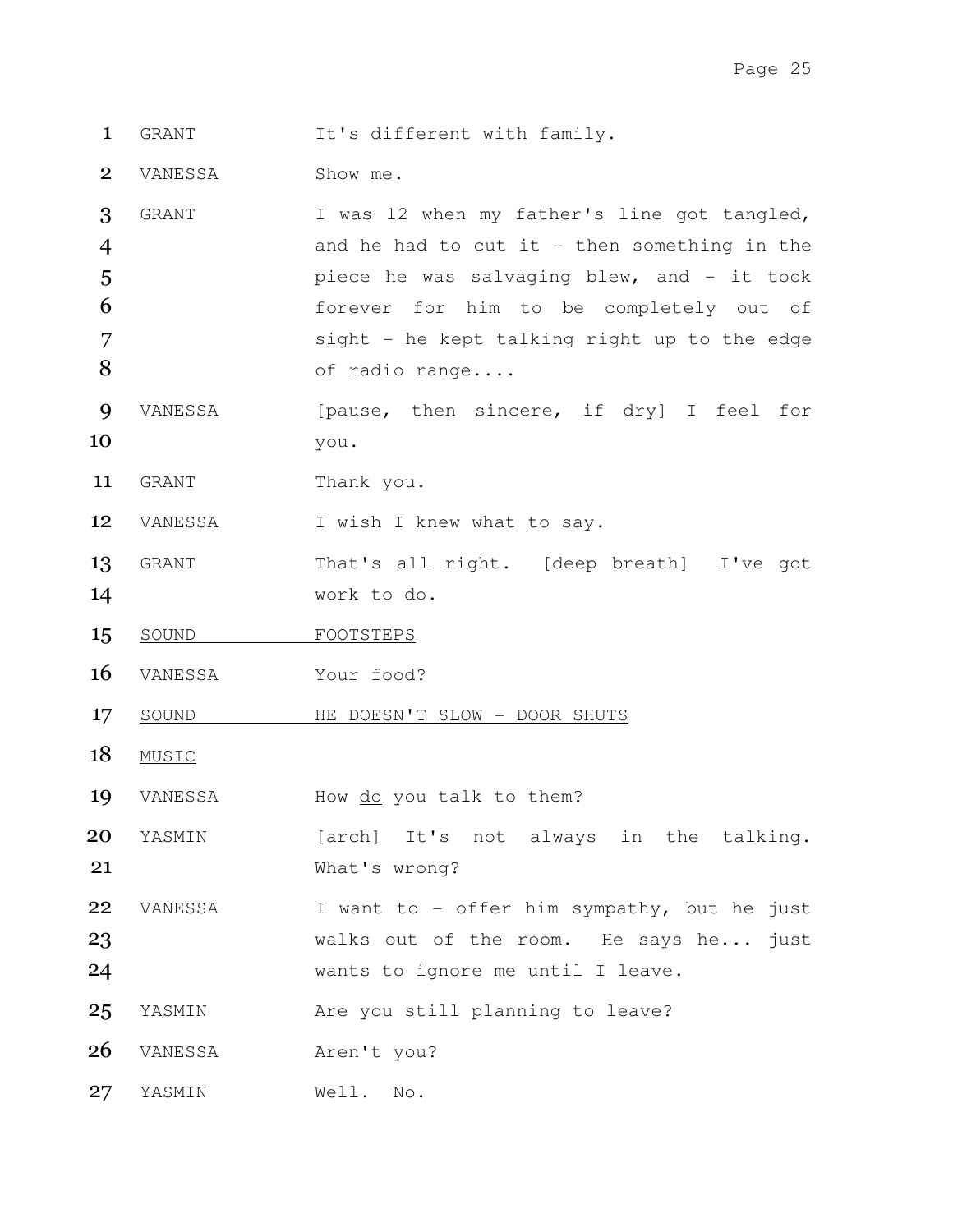| | | |
|---|---|---|
| 1 | GRANT | It's different with family. |
| 2 | VANESSA | Show me. |
| 3<br>4<br>5<br>6<br>7<br>8 | GRANT | I was 12 when my father's line got tangled, and he had to cut it - then something in the piece he was salvaging blew, and - it took forever for him to be completely out of sight - he kept talking right up to the edge of radio range.... |
| 9<br>10 | VANESSA | [pause, then sincere, if dry] I feel for you. |
| 11 | GRANT | Thank you. |
| 12 | VANESSA | I wish I knew what to say. |
| 13<br>14 | GRANT | That's all right. [deep breath] I've got work to do. |
| 15 | <u>SOUND</u> | <u>FOOTSTEPS</u> |
| 16 | VANESSA | Your food? |
| 17 | <u>SOUND</u> | <u>HE DOESN'T SLOW - DOOR SHUTS</u> |
| 18 | <u>MUSIC</u> | |
| 19 | VANESSA | How <u>do</u> you talk to them? |
| 20<br>21 | YASMIN | [arch] It's not always in the talking. What's wrong? |
| 22<br>23<br>24 | VANESSA | I want to - offer him sympathy, but he just walks out of the room. He says he... just wants to ignore me until I leave. |
| 25 | YASMIN | Are you still planning to leave? |
| 26 | VANESSA | Aren't you? |
| 27 | YASMIN | Well. No. |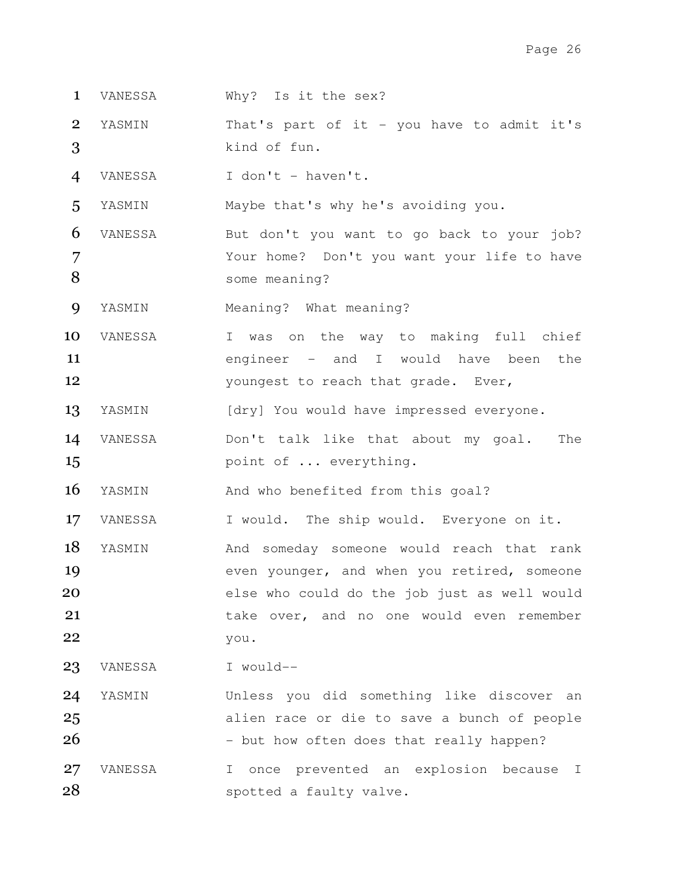VANESSA Why? Is it the sex?

YASMIN That's part of it - you have to admit it's kind of fun.

VANESSA I don't - haven't.

YASMIN Maybe that's why he's avoiding you.

VANESSA But don't you want to go back to your job? Your home? Don't you want your life to have some meaning?

YASMIN Meaning? What meaning?

VANESSA I was on the way to making full chief engineer - and I would have been the youngest to reach that grade. Ever,

YASMIN [dry] You would have impressed everyone.

VANESSA Don't talk like that about my goal. The point of ... everything.

YASMIN And who benefited from this goal?

VANESSA I would. The ship would. Everyone on it.

YASMIN And someday someone would reach that rank even younger, and when you retired, someone else who could do the job just as well would take over, and no one would even remember you.

VANESSA I would--

YASMIN Unless you did something like discover an alien race or die to save a bunch of people - but how often does that really happen?

VANESSA I once prevented an explosion because I spotted a faulty valve.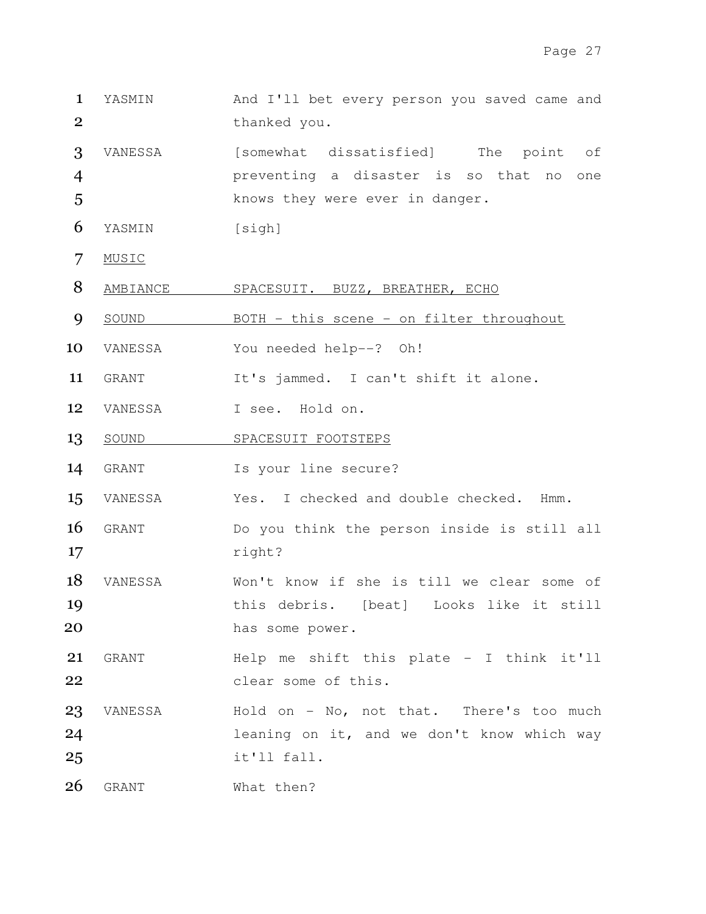| | | |
|---|---|---|
| 1 | YASMIN | And I'll bet every person you saved came and |
| 2 | | thanked you. |
| 3 | VANESSA | [somewhat dissatisfied] The point of |
| 4 | | preventing a disaster is so that no one |
| 5 | | knows they were ever in danger. |
| 6 | YASMIN | [sigh] |
| 7 | <u>MUSIC</u> | |
| 8 | <u>AMBIANCE</u> | <u>SPACESUIT. BUZZ, BREATHER, ECHO</u> |
| 9 | <u>SOUND</u> | <u>BOTH - this scene - on filter throughout</u> |
| 10 | VANESSA | You needed help--? Oh! |
| 11 | GRANT | It's jammed. I can't shift it alone. |
| 12 | VANESSA | I see. Hold on. |
| 13 | <u>SOUND</u> | <u>SPACESUIT FOOTSTEPS</u> |
| 14 | GRANT | Is your line secure? |
| 15 | VANESSA | Yes. I checked and double checked. Hmm. |
| 16 | GRANT | Do you think the person inside is still all |
| 17 | | right? |
| 18 | VANESSA | Won't know if she is till we clear some of |
| 19 | | this debris. [beat] Looks like it still |
| 20 | | has some power. |
| 21 | GRANT | Help me shift this plate - I think it'll |
| 22 | | clear some of this. |
| 23 | VANESSA | Hold on - No, not that. There's too much |
| 24 | | leaning on it, and we don't know which way |
| 25 | | it'll fall. |
| 26 | GRANT | What then? |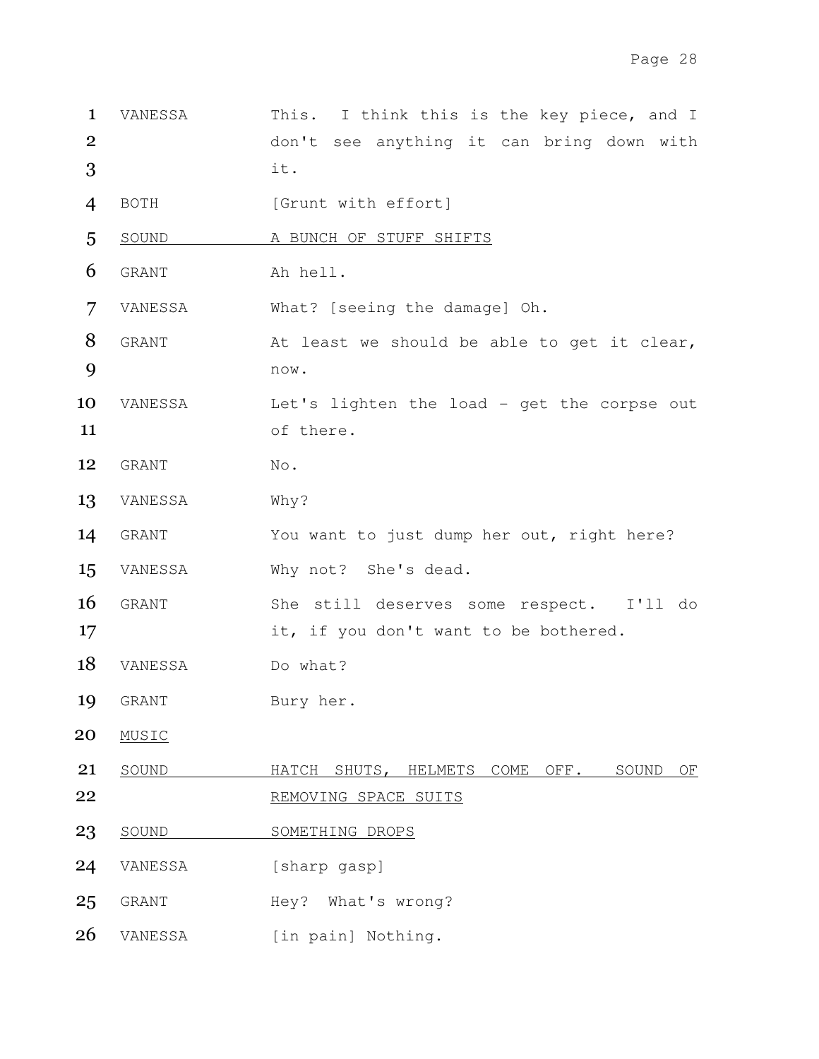| | | |
|---|---|---|
| 1 | VANESSA | This. I think this is the key piece, and I |
| 2 | | don't see anything it can bring down with |
| 3 | | it. |
| 4 | BOTH | [Grunt with effort] |
| 5 | <u>SOUND</u> | <u>A BUNCH OF STUFF SHIFTS</u> |
| 6 | GRANT | Ah hell. |
| 7 | VANESSA | What? [seeing the damage] Oh. |
| 8 | GRANT | At least we should be able to get it clear, |
| 9 | | now. |
| 10 | VANESSA | Let's lighten the load - get the corpse out |
| 11 | | of there. |
| 12 | GRANT | No. |
| 13 | VANESSA | Why? |
| 14 | GRANT | You want to just dump her out, right here? |
| 15 | VANESSA | Why not? She's dead. |
| 16 | GRANT | She still deserves some respect. I'll do |
| 17 | | it, if you don't want to be bothered. |
| 18 | VANESSA | Do what? |
| 19 | GRANT | Bury her. |
| 20 | <u>MUSIC</u> | |
| 21 | <u>SOUND</u> | <u>HATCH SHUTS, HELMETS COME OFF. SOUND OF</u> |
| 22 | | <u>REMOVING SPACE SUITS</u> |
| 23 | <u>SOUND</u> | <u>SOMETHING DROPS</u> |
| 24 | VANESSA | [sharp gasp] |
| 25 | GRANT | Hey? What's wrong? |
| 26 | VANESSA | [in pain] Nothing. |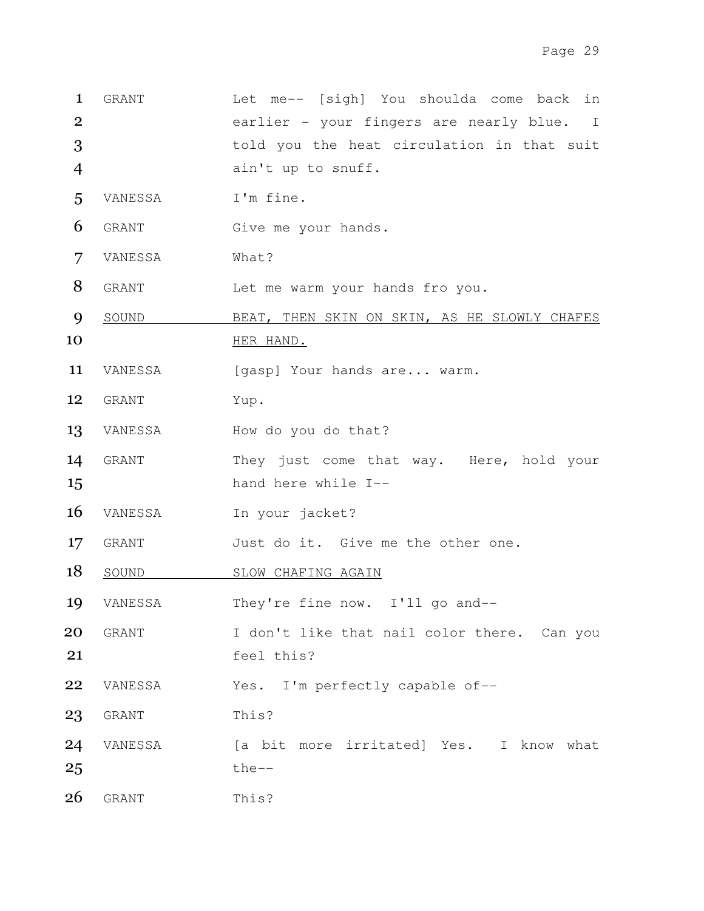1 GRANT Let me-- [sigh] You shoulda come back in
2 earlier - your fingers are nearly blue. I
3 told you the heat circulation in that suit
4 ain't up to snuff.

5 VANESSA I'm fine.

6 GRANT Give me your hands.

7 VANESSA What?

8 GRANT Let me warm your hands fro you.

9 <u>SOUND</u> <u>BEAT, THEN SKIN ON SKIN, AS HE SLOWLY CHAFES</u>
10 <u>HER HAND.</u>

11 VANESSA [gasp] Your hands are... warm.

12 GRANT Yup.

13 VANESSA How do you do that?

14 GRANT They just come that way. Here, hold your
15 hand here while I--

16 VANESSA In your jacket?

17 GRANT Just do it. Give me the other one.

18 <u>SOUND</u> <u>SLOW CHAFING AGAIN</u>

19 VANESSA They're fine now. I'll go and--

20 GRANT I don't like that nail color there. Can you
21 feel this?

22 VANESSA Yes. I'm perfectly capable of--

23 GRANT This?

24 VANESSA [a bit more irritated] Yes. I know what
25 the--

26 GRANT This?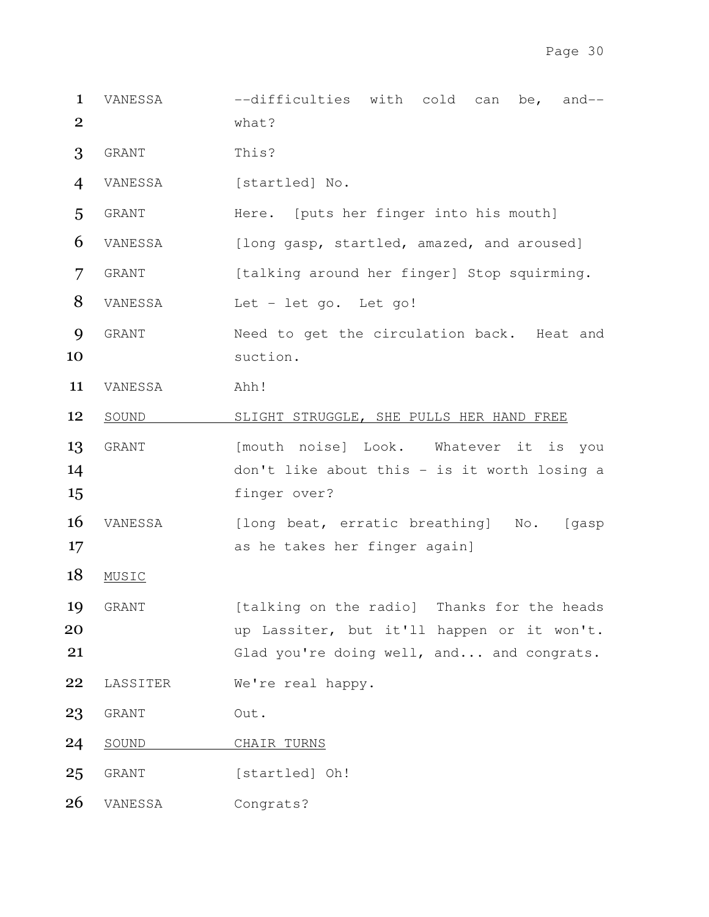| | | |
|---|---|---|
| 1 | VANESSA | --difficulties with cold can be, and-- |
| 2 | | what? |
| 3 | GRANT | This? |
| 4 | VANESSA | [startled] No. |
| 5 | GRANT | Here. [puts her finger into his mouth] |
| 6 | VANESSA | [long gasp, startled, amazed, and aroused] |
| 7 | GRANT | [talking around her finger] Stop squirming. |
| 8 | VANESSA | Let - let go. Let go! |
| 9 | GRANT | Need to get the circulation back. Heat and |
| 10 | | suction. |
| 11 | VANESSA | Ahh! |
| 12 | <u>SOUND</u> | <u>SLIGHT STRUGGLE, SHE PULLS HER HAND FREE</u> |
| 13 | GRANT | [mouth noise] Look. Whatever it is you |
| 14 | | don't like about this - is it worth losing a |
| 15 | | finger over? |
| 16 | VANESSA | [long beat, erratic breathing] No. [gasp |
| 17 | | as he takes her finger again] |
| 18 | <u>MUSIC</u> | |
| 19 | GRANT | [talking on the radio] Thanks for the heads |
| 20 | | up Lassiter, but it'll happen or it won't. |
| 21 | | Glad you're doing well, and... and congrats. |
| 22 | LASSITER | We're real happy. |
| 23 | GRANT | Out. |
| 24 | <u>SOUND</u> | <u>CHAIR TURNS</u> |
| 25 | GRANT | [startled] Oh! |
| 26 | VANESSA | Congrats? |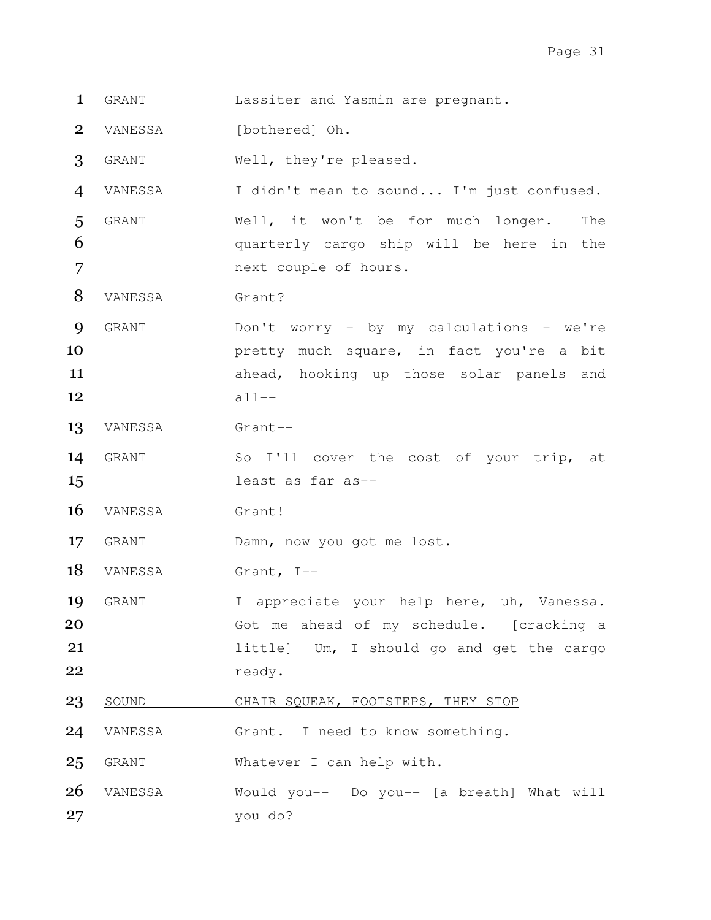GRANT: Lassiter and Yasmin are pregnant.

VANESSA: [bothered] Oh.

GRANT: Well, they're pleased.

VANESSA: I didn't mean to sound... I'm just confused.

GRANT: Well, it won't be for much longer. The quarterly cargo ship will be here in the next couple of hours.

VANESSA: Grant?

GRANT: Don't worry - by my calculations - we're pretty much square, in fact you're a bit ahead, hooking up those solar panels and all--

VANESSA: Grant--

GRANT: So I'll cover the cost of your trip, at least as far as--

VANESSA: Grant!

GRANT: Damn, now you got me lost.

VANESSA: Grant, I--

GRANT: I appreciate your help here, uh, Vanessa. Got me ahead of my schedule. [cracking a little] Um, I should go and get the cargo ready.

SOUND: CHAIR SQUEAK, FOOTSTEPS, THEY STOP

VANESSA: Grant. I need to know something.

GRANT: Whatever I can help with.

VANESSA: Would you-- Do you-- [a breath] What will you do?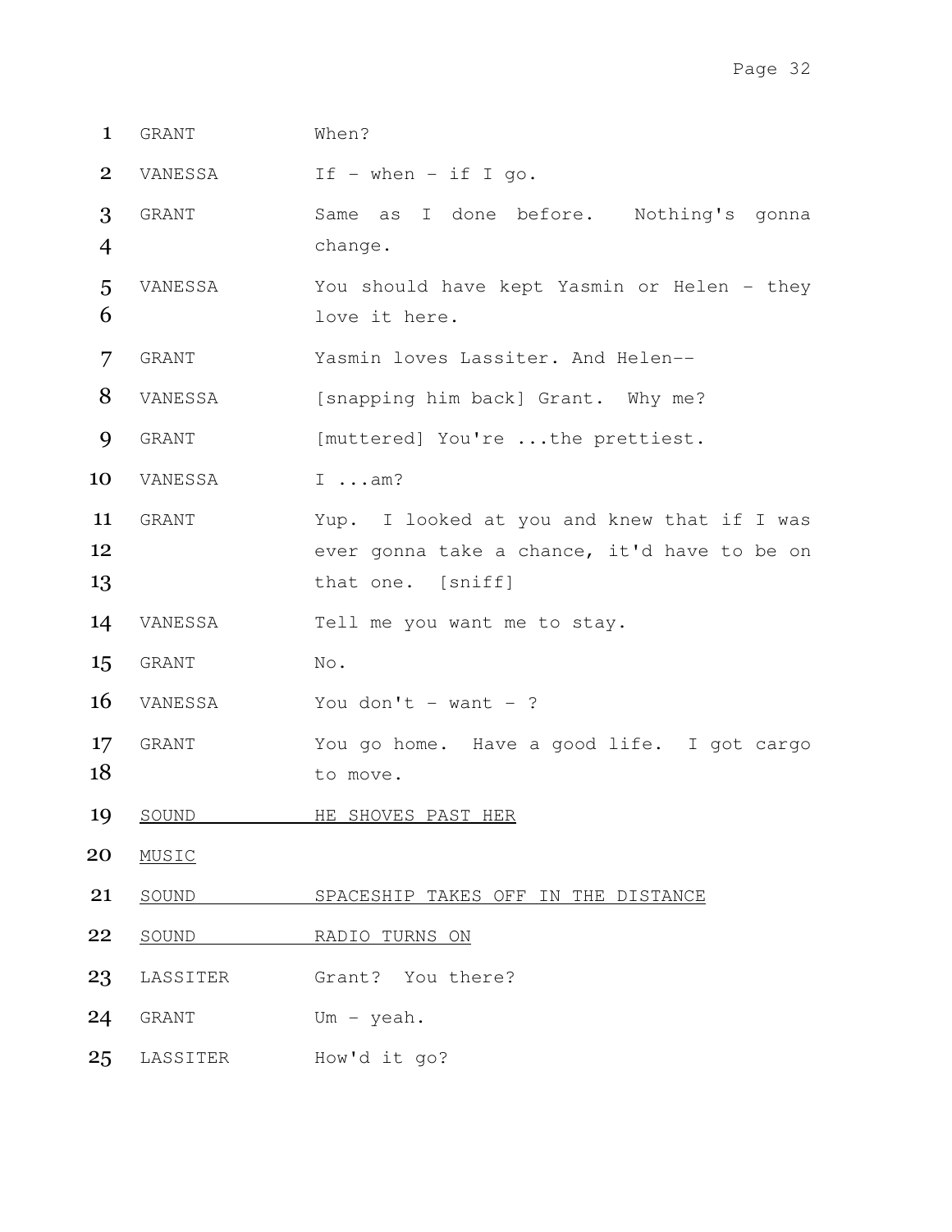1 GRANT When?

2 VANESSA If - when - if I go.

3 GRANT Same as I done before. Nothing's gonna
4 change.

5 VANESSA You should have kept Yasmin or Helen - they
6 love it here.

7 GRANT Yasmin loves Lassiter. And Helen--

8 VANESSA [snapping him back] Grant. Why me?

9 GRANT [muttered] You're ...the prettiest.

10 VANESSA I ...am?

11 GRANT Yup. I looked at you and knew that if I was
12 ever gonna take a chance, it'd have to be on
13 that one. [sniff]

14 VANESSA Tell me you want me to stay.

15 GRANT No.

16 VANESSA You don't - want - ?

17 GRANT You go home. Have a good life. I got cargo
18 to move.

19 <u>SOUND HE SHOVES PAST HER</u>

20 <u>MUSIC</u>

21 <u>SOUND SPACESHIP TAKES OFF IN THE DISTANCE</u>

22 <u>SOUND RADIO TURNS ON</u>

23 LASSITER Grant? You there?

24 GRANT Um - yeah.

25 LASSITER How'd it go?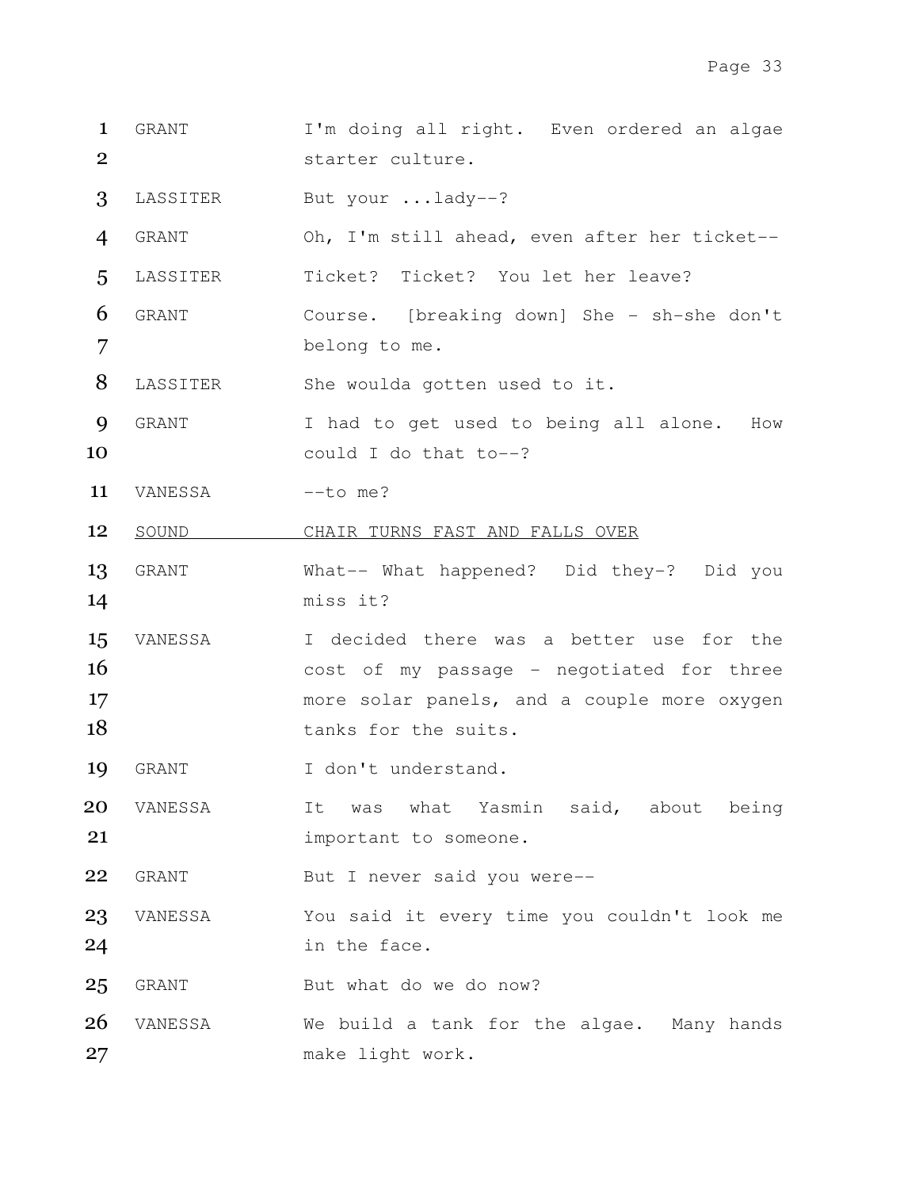| | | |
|---|---|---|
| 1 | GRANT | I'm doing all right. Even ordered an algae |
| 2 | | starter culture. |
| 3 | LASSITER | But your ...lady--? |
| 4 | GRANT | Oh, I'm still ahead, even after her ticket-- |
| 5 | LASSITER | Ticket? Ticket? You let her leave? |
| 6 | GRANT | Course. [breaking down] She - sh-she don't |
| 7 | | belong to me. |
| 8 | LASSITER | She woulda gotten used to it. |
| 9 | GRANT | I had to get used to being all alone. How |
| 10 | | could I do that to--? |
| 11 | VANESSA | --to me? |
| 12 | <u>SOUND</u> | <u>CHAIR TURNS FAST AND FALLS OVER</u> |
| 13 | GRANT | What-- What happened? Did they-? Did you |
| 14 | | miss it? |
| 15 | VANESSA | I decided there was a better use for the |
| 16 | | cost of my passage - negotiated for three |
| 17 | | more solar panels, and a couple more oxygen |
| 18 | | tanks for the suits. |
| 19 | GRANT | I don't understand. |
| 20 | VANESSA | It was what Yasmin said, about being |
| 21 | | important to someone. |
| 22 | GRANT | But I never said you were-- |
| 23 | VANESSA | You said it every time you couldn't look me |
| 24 | | in the face. |
| 25 | GRANT | But what do we do now? |
| 26 | VANESSA | We build a tank for the algae. Many hands |
| 27 | | make light work. |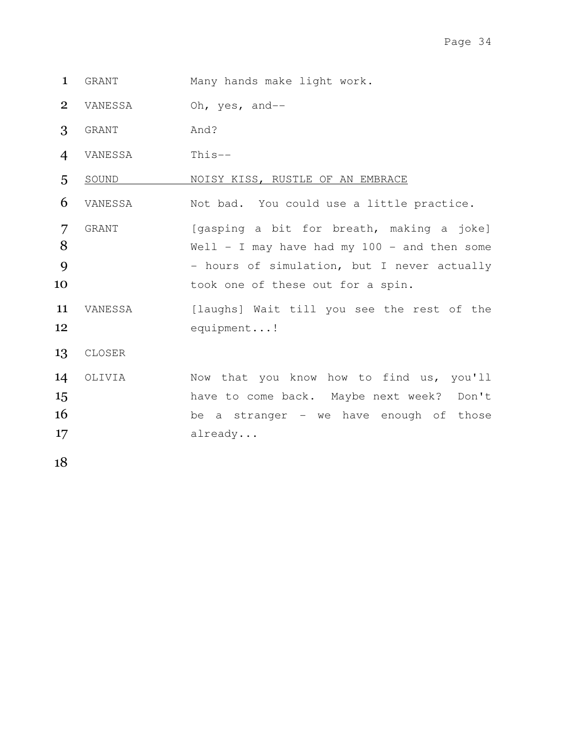1 GRANT Many hands make light work.

2 VANESSA Oh, yes, and--

3 GRANT And?

4 VANESSA This--

5 SOUND NOISY KISS, RUSTLE OF AN EMBRACE

6 VANESSA Not bad. You could use a little practice.

7 GRANT [gasping a bit for breath, making a joke]
8 Well - I may have had my 100 - and then some
9 - hours of simulation, but I never actually
10 took one of these out for a spin.

11 VANESSA [laughs] Wait till you see the rest of the
12 equipment...!

13 CLOSER

14 OLIVIA Now that you know how to find us, you'll
15 have to come back. Maybe next week? Don't
16 be a stranger - we have enough of those
17 already...

18